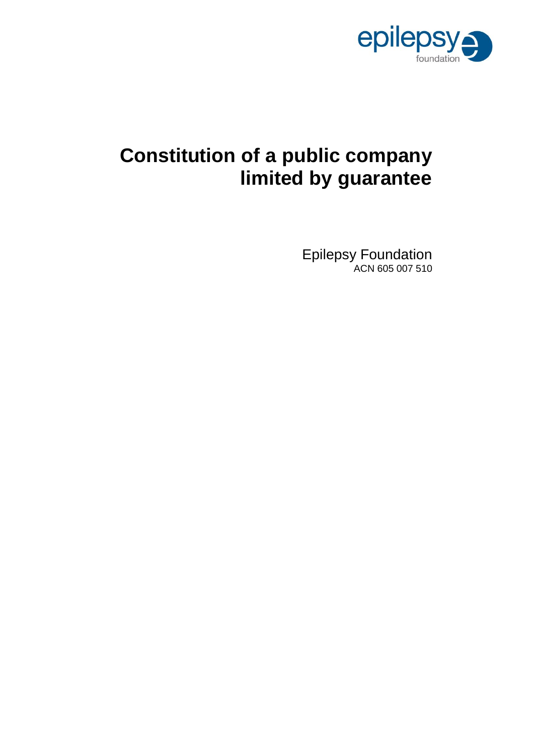epilepsy foundation

# Constitution of a public company limited by guarantee

Epilepsy Foundation
ACN 605 007 510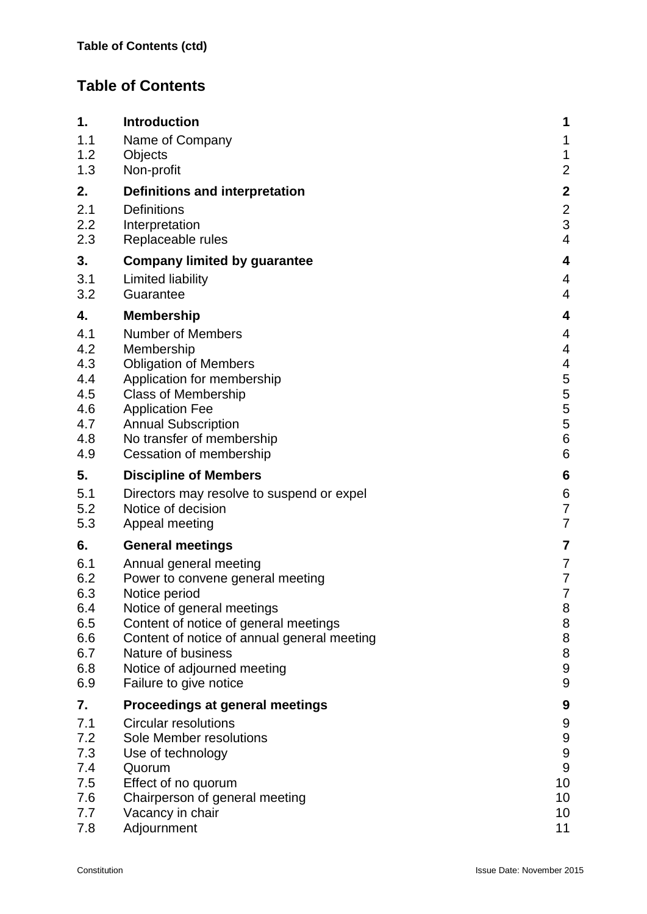**Table of Contents (ctd)**

## Table of Contents

| | | |
|---|---|---|
| **1.** | **Introduction** | **1** |
| 1.1 | Name of Company | 1 |
| 1.2 | Objects | 1 |
| 1.3 | Non-profit | 2 |
| **2.** | **Definitions and interpretation** | **2** |
| 2.1 | Definitions | 2 |
| 2.2 | Interpretation | 3 |
| 2.3 | Replaceable rules | 4 |
| **3.** | **Company limited by guarantee** | **4** |
| 3.1 | Limited liability | 4 |
| 3.2 | Guarantee | 4 |
| **4.** | **Membership** | **4** |
| 4.1 | Number of Members | 4 |
| 4.2 | Membership | 4 |
| 4.3 | Obligation of Members | 4 |
| 4.4 | Application for membership | 5 |
| 4.5 | Class of Membership | 5 |
| 4.6 | Application Fee | 5 |
| 4.7 | Annual Subscription | 5 |
| 4.8 | No transfer of membership | 6 |
| 4.9 | Cessation of membership | 6 |
| **5.** | **Discipline of Members** | **6** |
| 5.1 | Directors may resolve to suspend or expel | 6 |
| 5.2 | Notice of decision | 7 |
| 5.3 | Appeal meeting | 7 |
| **6.** | **General meetings** | **7** |
| 6.1 | Annual general meeting | 7 |
| 6.2 | Power to convene general meeting | 7 |
| 6.3 | Notice period | 7 |
| 6.4 | Notice of general meetings | 8 |
| 6.5 | Content of notice of general meetings | 8 |
| 6.6 | Content of notice of annual general meeting | 8 |
| 6.7 | Nature of business | 8 |
| 6.8 | Notice of adjourned meeting | 9 |
| 6.9 | Failure to give notice | 9 |
| **7.** | **Proceedings at general meetings** | **9** |
| 7.1 | Circular resolutions | 9 |
| 7.2 | Sole Member resolutions | 9 |
| 7.3 | Use of technology | 9 |
| 7.4 | Quorum | 9 |
| 7.5 | Effect of no quorum | 10 |
| 7.6 | Chairperson of general meeting | 10 |
| 7.7 | Vacancy in chair | 10 |
| 7.8 | Adjournment | 11 |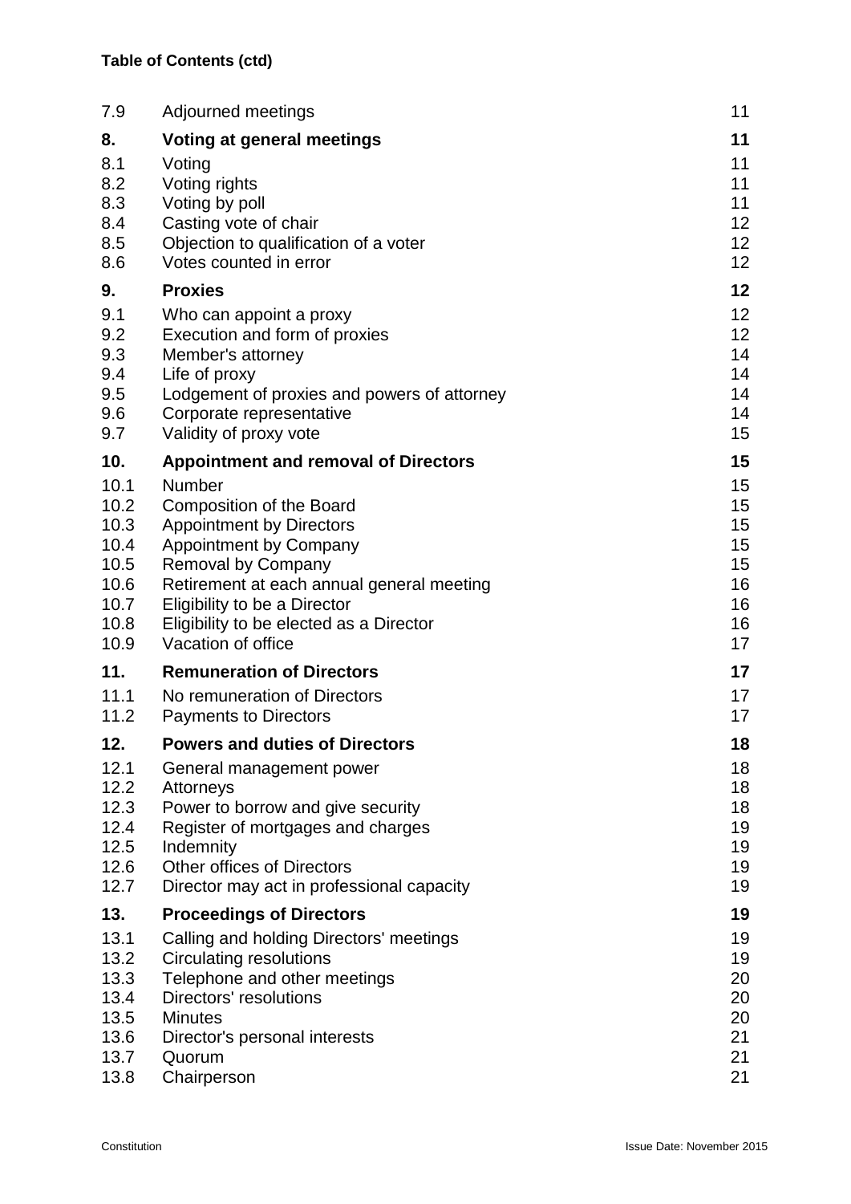**Table of Contents (ctd)**

| | | |
|---|---|---|
| 7.9 | Adjourned meetings | 11 |
| **8.** | **Voting at general meetings** | **11** |
| 8.1 | Voting | 11 |
| 8.2 | Voting rights | 11 |
| 8.3 | Voting by poll | 11 |
| 8.4 | Casting vote of chair | 12 |
| 8.5 | Objection to qualification of a voter | 12 |
| 8.6 | Votes counted in error | 12 |
| **9.** | **Proxies** | **12** |
| 9.1 | Who can appoint a proxy | 12 |
| 9.2 | Execution and form of proxies | 12 |
| 9.3 | Member's attorney | 14 |
| 9.4 | Life of proxy | 14 |
| 9.5 | Lodgement of proxies and powers of attorney | 14 |
| 9.6 | Corporate representative | 14 |
| 9.7 | Validity of proxy vote | 15 |
| **10.** | **Appointment and removal of Directors** | **15** |
| 10.1 | Number | 15 |
| 10.2 | Composition of the Board | 15 |
| 10.3 | Appointment by Directors | 15 |
| 10.4 | Appointment by Company | 15 |
| 10.5 | Removal by Company | 15 |
| 10.6 | Retirement at each annual general meeting | 16 |
| 10.7 | Eligibility to be a Director | 16 |
| 10.8 | Eligibility to be elected as a Director | 16 |
| 10.9 | Vacation of office | 17 |
| **11.** | **Remuneration of Directors** | **17** |
| 11.1 | No remuneration of Directors | 17 |
| 11.2 | Payments to Directors | 17 |
| **12.** | **Powers and duties of Directors** | **18** |
| 12.1 | General management power | 18 |
| 12.2 | Attorneys | 18 |
| 12.3 | Power to borrow and give security | 18 |
| 12.4 | Register of mortgages and charges | 19 |
| 12.5 | Indemnity | 19 |
| 12.6 | Other offices of Directors | 19 |
| 12.7 | Director may act in professional capacity | 19 |
| **13.** | **Proceedings of Directors** | **19** |
| 13.1 | Calling and holding Directors' meetings | 19 |
| 13.2 | Circulating resolutions | 19 |
| 13.3 | Telephone and other meetings | 20 |
| 13.4 | Directors' resolutions | 20 |
| 13.5 | Minutes | 20 |
| 13.6 | Director's personal interests | 21 |
| 13.7 | Quorum | 21 |
| 13.8 | Chairperson | 21 |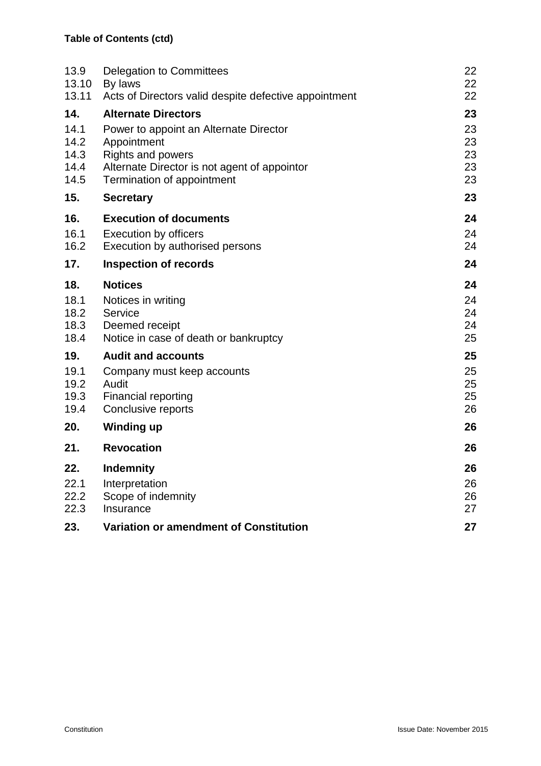**Table of Contents (ctd)**

| | | |
|---|---|---|
| 13.9 | Delegation to Committees | 22 |
| 13.10 | By laws | 22 |
| 13.11 | Acts of Directors valid despite defective appointment | 22 |
| **14.** | **Alternate Directors** | **23** |
| 14.1 | Power to appoint an Alternate Director | 23 |
| 14.2 | Appointment | 23 |
| 14.3 | Rights and powers | 23 |
| 14.4 | Alternate Director is not agent of appointor | 23 |
| 14.5 | Termination of appointment | 23 |
| **15.** | **Secretary** | **23** |
| **16.** | **Execution of documents** | **24** |
| 16.1 | Execution by officers | 24 |
| 16.2 | Execution by authorised persons | 24 |
| **17.** | **Inspection of records** | **24** |
| **18.** | **Notices** | **24** |
| 18.1 | Notices in writing | 24 |
| 18.2 | Service | 24 |
| 18.3 | Deemed receipt | 24 |
| 18.4 | Notice in case of death or bankruptcy | 25 |
| **19.** | **Audit and accounts** | **25** |
| 19.1 | Company must keep accounts | 25 |
| 19.2 | Audit | 25 |
| 19.3 | Financial reporting | 25 |
| 19.4 | Conclusive reports | 26 |
| **20.** | **Winding up** | **26** |
| **21.** | **Revocation** | **26** |
| **22.** | **Indemnity** | **26** |
| 22.1 | Interpretation | 26 |
| 22.2 | Scope of indemnity | 26 |
| 22.3 | Insurance | 27 |
| **23.** | **Variation or amendment of Constitution** | **27** |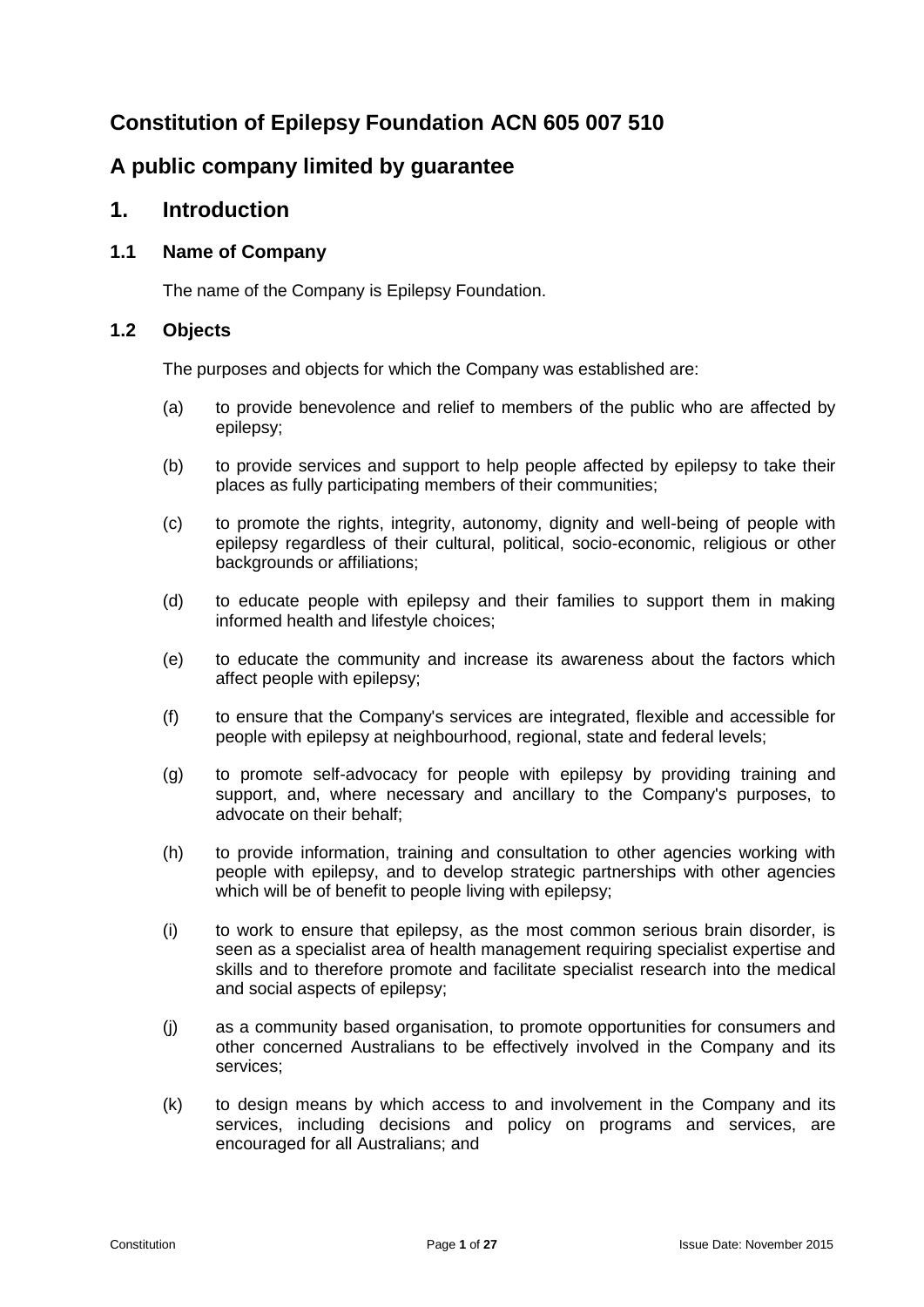# Constitution of Epilepsy Foundation ACN 605 007 510

# A public company limited by guarantee

## 1. Introduction

### 1.1 Name of Company

The name of the Company is Epilepsy Foundation.

### 1.2 Objects

The purposes and objects for which the Company was established are:

(a) to provide benevolence and relief to members of the public who are affected by epilepsy;

(b) to provide services and support to help people affected by epilepsy to take their places as fully participating members of their communities;

(c) to promote the rights, integrity, autonomy, dignity and well-being of people with epilepsy regardless of their cultural, political, socio-economic, religious or other backgrounds or affiliations;

(d) to educate people with epilepsy and their families to support them in making informed health and lifestyle choices;

(e) to educate the community and increase its awareness about the factors which affect people with epilepsy;

(f) to ensure that the Company's services are integrated, flexible and accessible for people with epilepsy at neighbourhood, regional, state and federal levels;

(g) to promote self-advocacy for people with epilepsy by providing training and support, and, where necessary and ancillary to the Company's purposes, to advocate on their behalf;

(h) to provide information, training and consultation to other agencies working with people with epilepsy, and to develop strategic partnerships with other agencies which will be of benefit to people living with epilepsy;

(i) to work to ensure that epilepsy, as the most common serious brain disorder, is seen as a specialist area of health management requiring specialist expertise and skills and to therefore promote and facilitate specialist research into the medical and social aspects of epilepsy;

(j) as a community based organisation, to promote opportunities for consumers and other concerned Australians to be effectively involved in the Company and its services;

(k) to design means by which access to and involvement in the Company and its services, including decisions and policy on programs and services, are encouraged for all Australians; and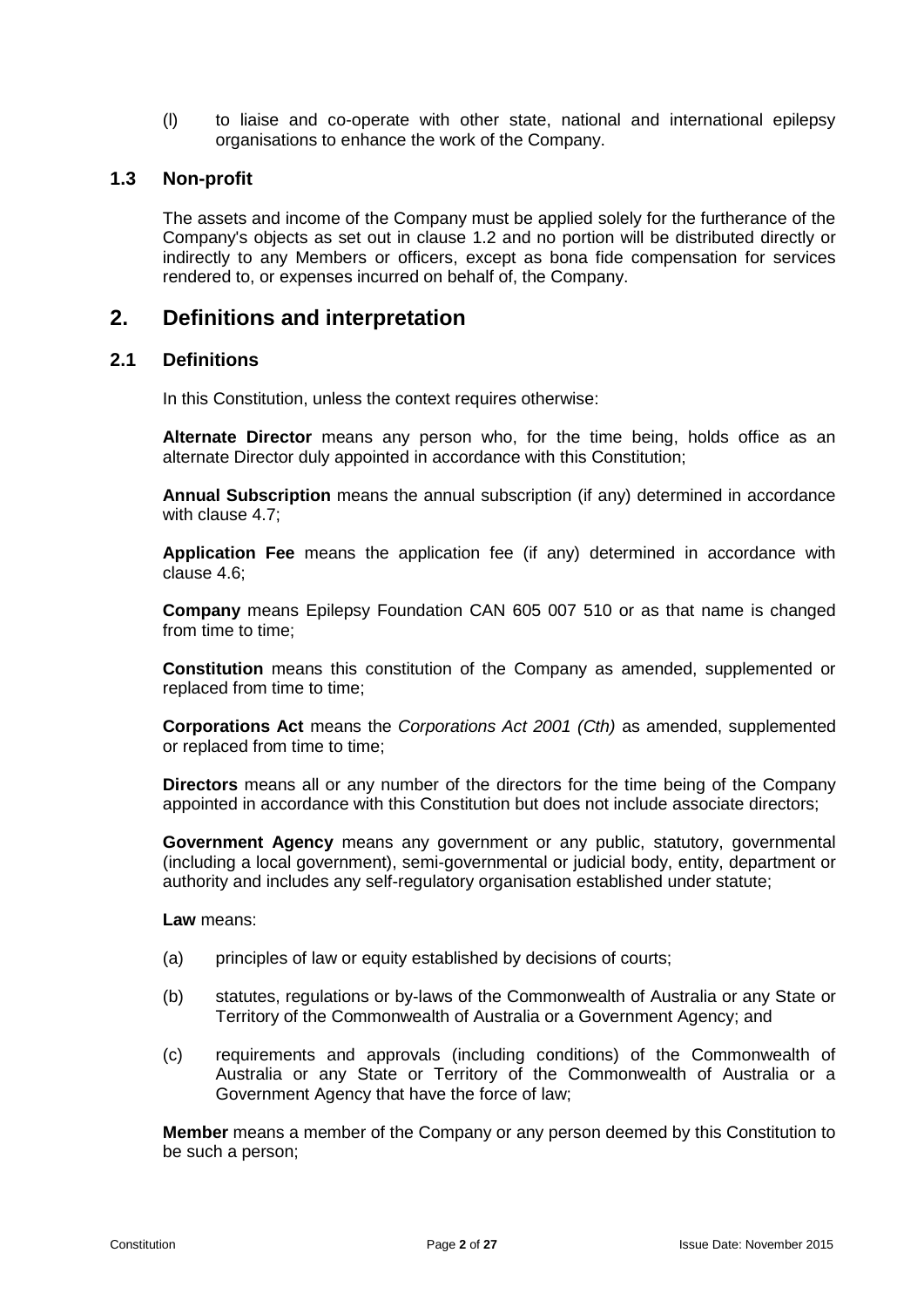(l) to liaise and co-operate with other state, national and international epilepsy organisations to enhance the work of the Company.

### 1.3 Non-profit

The assets and income of the Company must be applied solely for the furtherance of the Company's objects as set out in clause 1.2 and no portion will be distributed directly or indirectly to any Members or officers, except as bona fide compensation for services rendered to, or expenses incurred on behalf of, the Company.

## 2. Definitions and interpretation

### 2.1 Definitions

In this Constitution, unless the context requires otherwise:

**Alternate Director** means any person who, for the time being, holds office as an alternate Director duly appointed in accordance with this Constitution;

**Annual Subscription** means the annual subscription (if any) determined in accordance with clause 4.7;

**Application Fee** means the application fee (if any) determined in accordance with clause 4.6;

**Company** means Epilepsy Foundation CAN 605 007 510 or as that name is changed from time to time;

**Constitution** means this constitution of the Company as amended, supplemented or replaced from time to time;

**Corporations Act** means the *Corporations Act 2001 (Cth)* as amended, supplemented or replaced from time to time;

**Directors** means all or any number of the directors for the time being of the Company appointed in accordance with this Constitution but does not include associate directors;

**Government Agency** means any government or any public, statutory, governmental (including a local government), semi-governmental or judicial body, entity, department or authority and includes any self-regulatory organisation established under statute;

**Law** means:

(a) principles of law or equity established by decisions of courts;

(b) statutes, regulations or by-laws of the Commonwealth of Australia or any State or Territory of the Commonwealth of Australia or a Government Agency; and

(c) requirements and approvals (including conditions) of the Commonwealth of Australia or any State or Territory of the Commonwealth of Australia or a Government Agency that have the force of law;

**Member** means a member of the Company or any person deemed by this Constitution to be such a person;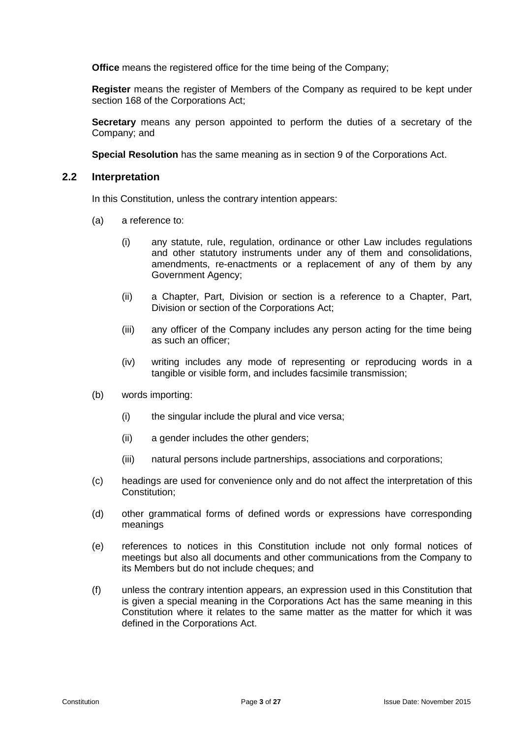**Office** means the registered office for the time being of the Company;

**Register** means the register of Members of the Company as required to be kept under section 168 of the Corporations Act;

**Secretary** means any person appointed to perform the duties of a secretary of the Company; and

**Special Resolution** has the same meaning as in section 9 of the Corporations Act.

## 2.2 Interpretation

In this Constitution, unless the contrary intention appears:

(a) a reference to:

- (i) any statute, rule, regulation, ordinance or other Law includes regulations and other statutory instruments under any of them and consolidations, amendments, re-enactments or a replacement of any of them by any Government Agency;
- (ii) a Chapter, Part, Division or section is a reference to a Chapter, Part, Division or section of the Corporations Act;
- (iii) any officer of the Company includes any person acting for the time being as such an officer;
- (iv) writing includes any mode of representing or reproducing words in a tangible or visible form, and includes facsimile transmission;

(b) words importing:

- (i) the singular include the plural and vice versa;
- (ii) a gender includes the other genders;
- (iii) natural persons include partnerships, associations and corporations;

(c) headings are used for convenience only and do not affect the interpretation of this Constitution;

(d) other grammatical forms of defined words or expressions have corresponding meanings

(e) references to notices in this Constitution include not only formal notices of meetings but also all documents and other communications from the Company to its Members but do not include cheques; and

(f) unless the contrary intention appears, an expression used in this Constitution that is given a special meaning in the Corporations Act has the same meaning in this Constitution where it relates to the same matter as the matter for which it was defined in the Corporations Act.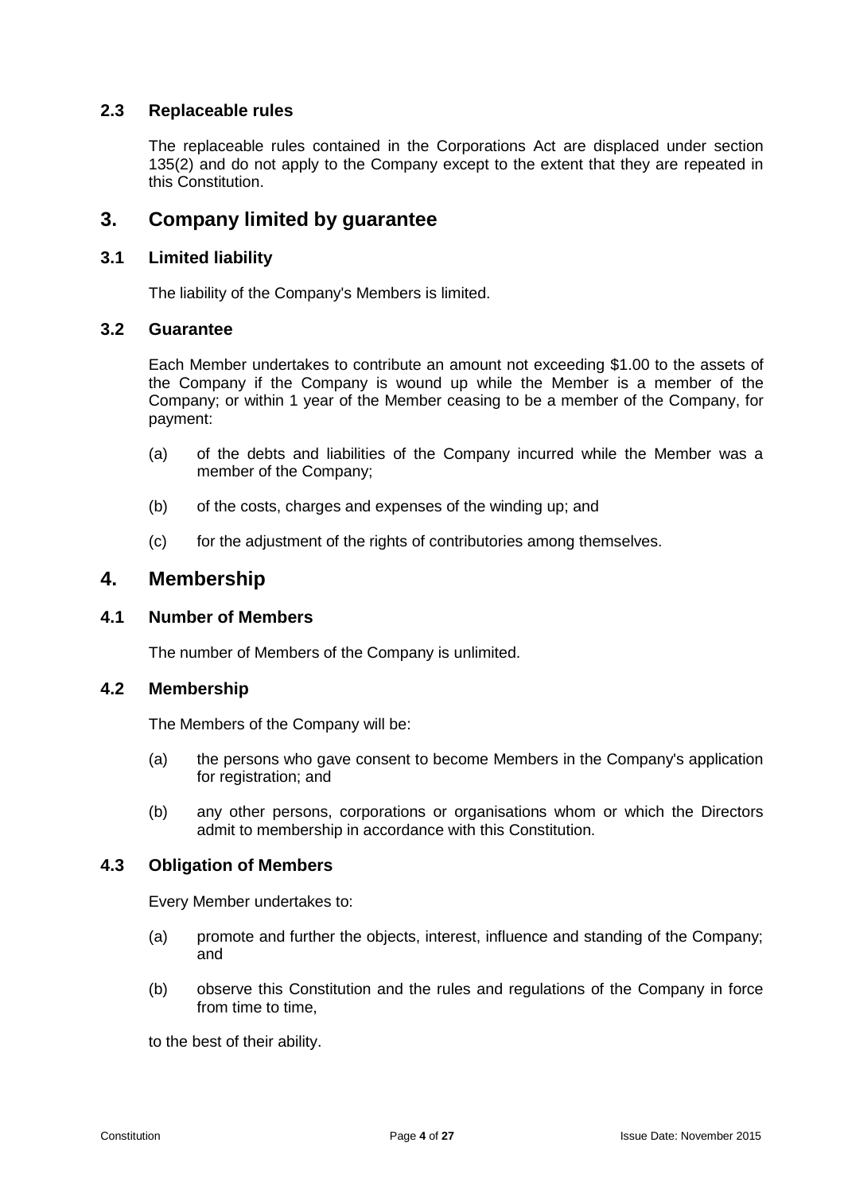### 2.3 Replaceable rules

The replaceable rules contained in the Corporations Act are displaced under section 135(2) and do not apply to the Company except to the extent that they are repeated in this Constitution.

## 3. Company limited by guarantee

### 3.1 Limited liability

The liability of the Company's Members is limited.

### 3.2 Guarantee

Each Member undertakes to contribute an amount not exceeding $1.00 to the assets of the Company if the Company is wound up while the Member is a member of the Company; or within 1 year of the Member ceasing to be a member of the Company, for payment:

(a) of the debts and liabilities of the Company incurred while the Member was a member of the Company;

(b) of the costs, charges and expenses of the winding up; and

(c) for the adjustment of the rights of contributories among themselves.

## 4. Membership

### 4.1 Number of Members

The number of Members of the Company is unlimited.

### 4.2 Membership

The Members of the Company will be:

(a) the persons who gave consent to become Members in the Company's application for registration; and

(b) any other persons, corporations or organisations whom or which the Directors admit to membership in accordance with this Constitution.

### 4.3 Obligation of Members

Every Member undertakes to:

(a) promote and further the objects, interest, influence and standing of the Company; and

(b) observe this Constitution and the rules and regulations of the Company in force from time to time,

to the best of their ability.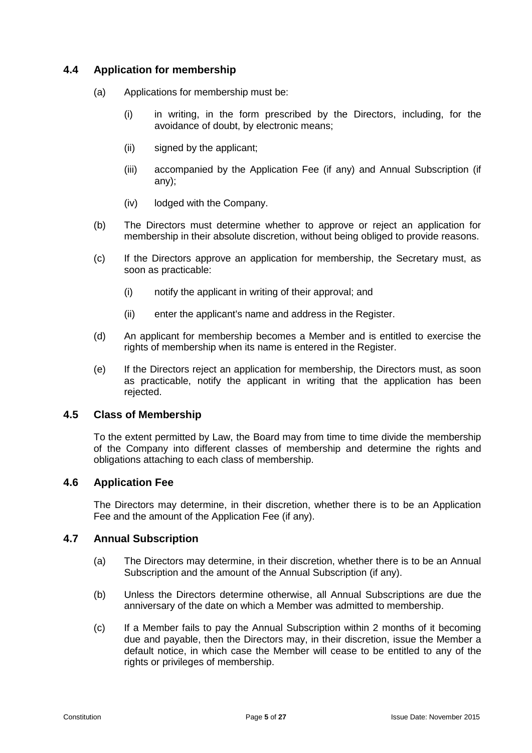## 4.4 Application for membership

(a) Applications for membership must be:

(i) in writing, in the form prescribed by the Directors, including, for the avoidance of doubt, by electronic means;

(ii) signed by the applicant;

(iii) accompanied by the Application Fee (if any) and Annual Subscription (if any);

(iv) lodged with the Company.

(b) The Directors must determine whether to approve or reject an application for membership in their absolute discretion, without being obliged to provide reasons.

(c) If the Directors approve an application for membership, the Secretary must, as soon as practicable:

(i) notify the applicant in writing of their approval; and

(ii) enter the applicant's name and address in the Register.

(d) An applicant for membership becomes a Member and is entitled to exercise the rights of membership when its name is entered in the Register.

(e) If the Directors reject an application for membership, the Directors must, as soon as practicable, notify the applicant in writing that the application has been rejected.

## 4.5 Class of Membership

To the extent permitted by Law, the Board may from time to time divide the membership of the Company into different classes of membership and determine the rights and obligations attaching to each class of membership.

## 4.6 Application Fee

The Directors may determine, in their discretion, whether there is to be an Application Fee and the amount of the Application Fee (if any).

## 4.7 Annual Subscription

(a) The Directors may determine, in their discretion, whether there is to be an Annual Subscription and the amount of the Annual Subscription (if any).

(b) Unless the Directors determine otherwise, all Annual Subscriptions are due the anniversary of the date on which a Member was admitted to membership.

(c) If a Member fails to pay the Annual Subscription within 2 months of it becoming due and payable, then the Directors may, in their discretion, issue the Member a default notice, in which case the Member will cease to be entitled to any of the rights or privileges of membership.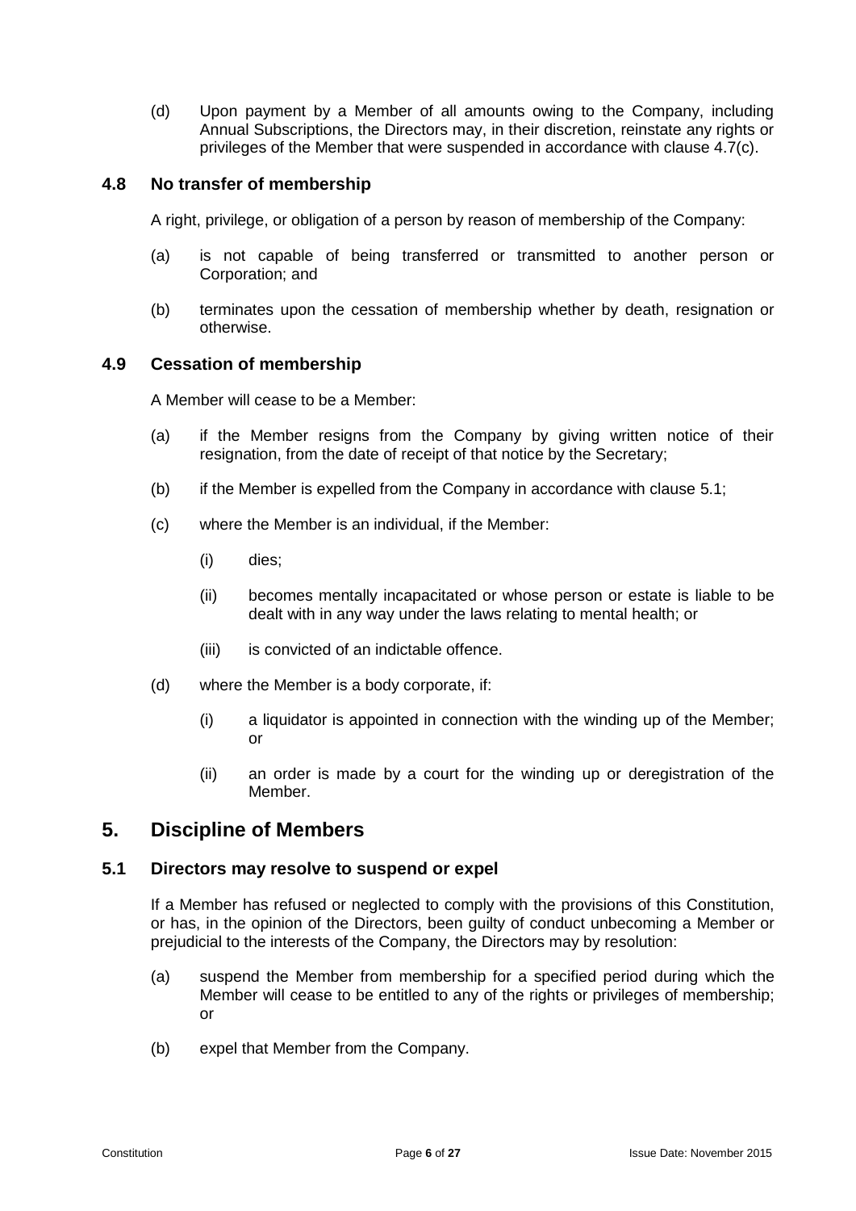(d) Upon payment by a Member of all amounts owing to the Company, including Annual Subscriptions, the Directors may, in their discretion, reinstate any rights or privileges of the Member that were suspended in accordance with clause 4.7(c).

### 4.8 No transfer of membership

A right, privilege, or obligation of a person by reason of membership of the Company:

(a) is not capable of being transferred or transmitted to another person or Corporation; and

(b) terminates upon the cessation of membership whether by death, resignation or otherwise.

### 4.9 Cessation of membership

A Member will cease to be a Member:

(a) if the Member resigns from the Company by giving written notice of their resignation, from the date of receipt of that notice by the Secretary;

(b) if the Member is expelled from the Company in accordance with clause 5.1;

(c) where the Member is an individual, if the Member:

  (i) dies;

  (ii) becomes mentally incapacitated or whose person or estate is liable to be dealt with in any way under the laws relating to mental health; or

  (iii) is convicted of an indictable offence.

(d) where the Member is a body corporate, if:

  (i) a liquidator is appointed in connection with the winding up of the Member; or

  (ii) an order is made by a court for the winding up or deregistration of the Member.

## 5. Discipline of Members

### 5.1 Directors may resolve to suspend or expel

If a Member has refused or neglected to comply with the provisions of this Constitution, or has, in the opinion of the Directors, been guilty of conduct unbecoming a Member or prejudicial to the interests of the Company, the Directors may by resolution:

(a) suspend the Member from membership for a specified period during which the Member will cease to be entitled to any of the rights or privileges of membership; or

(b) expel that Member from the Company.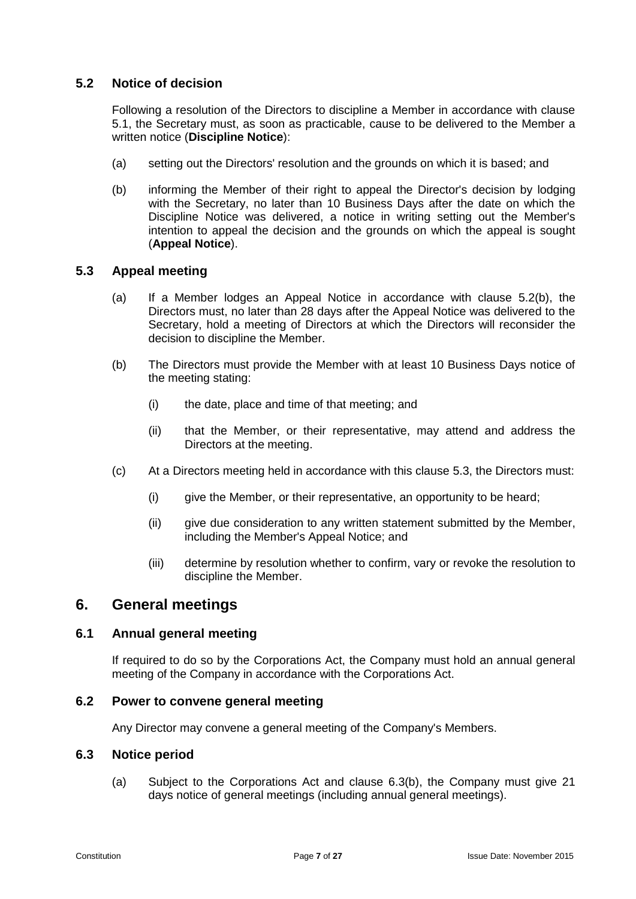### 5.2 Notice of decision

Following a resolution of the Directors to discipline a Member in accordance with clause 5.1, the Secretary must, as soon as practicable, cause to be delivered to the Member a written notice (**Discipline Notice**):

(a) setting out the Directors' resolution and the grounds on which it is based; and

(b) informing the Member of their right to appeal the Director's decision by lodging with the Secretary, no later than 10 Business Days after the date on which the Discipline Notice was delivered, a notice in writing setting out the Member's intention to appeal the decision and the grounds on which the appeal is sought (**Appeal Notice**).

### 5.3 Appeal meeting

(a) If a Member lodges an Appeal Notice in accordance with clause 5.2(b), the Directors must, no later than 28 days after the Appeal Notice was delivered to the Secretary, hold a meeting of Directors at which the Directors will reconsider the decision to discipline the Member.

(b) The Directors must provide the Member with at least 10 Business Days notice of the meeting stating:

(i) the date, place and time of that meeting; and

(ii) that the Member, or their representative, may attend and address the Directors at the meeting.

(c) At a Directors meeting held in accordance with this clause 5.3, the Directors must:

(i) give the Member, or their representative, an opportunity to be heard;

(ii) give due consideration to any written statement submitted by the Member, including the Member's Appeal Notice; and

(iii) determine by resolution whether to confirm, vary or revoke the resolution to discipline the Member.

## 6. General meetings

### 6.1 Annual general meeting

If required to do so by the Corporations Act, the Company must hold an annual general meeting of the Company in accordance with the Corporations Act.

### 6.2 Power to convene general meeting

Any Director may convene a general meeting of the Company's Members.

### 6.3 Notice period

(a) Subject to the Corporations Act and clause 6.3(b), the Company must give 21 days notice of general meetings (including annual general meetings).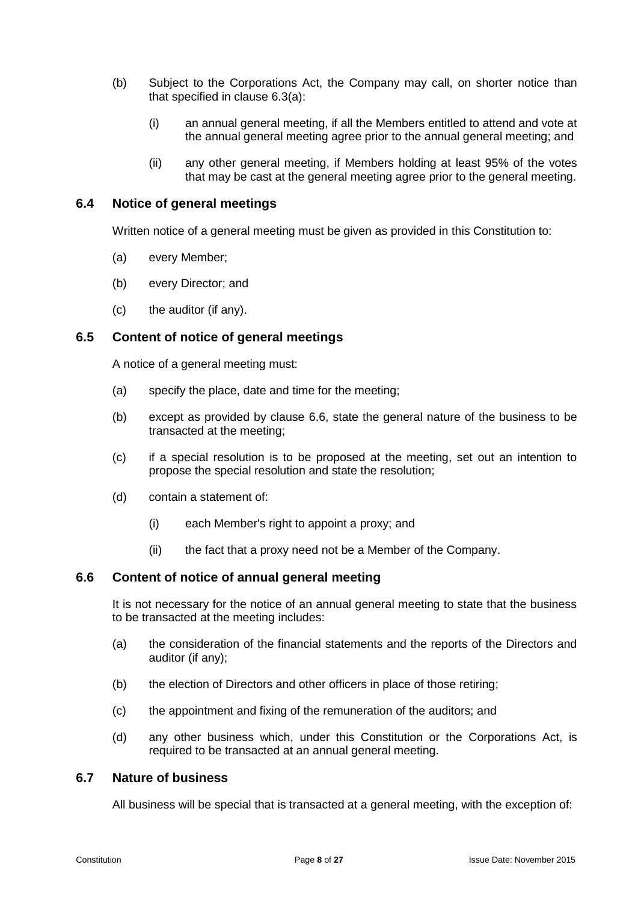(b) Subject to the Corporations Act, the Company may call, on shorter notice than that specified in clause 6.3(a):

    (i) an annual general meeting, if all the Members entitled to attend and vote at the annual general meeting agree prior to the annual general meeting; and

    (ii) any other general meeting, if Members holding at least 95% of the votes that may be cast at the general meeting agree prior to the general meeting.

### 6.4 Notice of general meetings

Written notice of a general meeting must be given as provided in this Constitution to:

(a) every Member;

(b) every Director; and

(c) the auditor (if any).

### 6.5 Content of notice of general meetings

A notice of a general meeting must:

(a) specify the place, date and time for the meeting;

(b) except as provided by clause 6.6, state the general nature of the business to be transacted at the meeting;

(c) if a special resolution is to be proposed at the meeting, set out an intention to propose the special resolution and state the resolution;

(d) contain a statement of:

    (i) each Member's right to appoint a proxy; and

    (ii) the fact that a proxy need not be a Member of the Company.

### 6.6 Content of notice of annual general meeting

It is not necessary for the notice of an annual general meeting to state that the business to be transacted at the meeting includes:

(a) the consideration of the financial statements and the reports of the Directors and auditor (if any);

(b) the election of Directors and other officers in place of those retiring;

(c) the appointment and fixing of the remuneration of the auditors; and

(d) any other business which, under this Constitution or the Corporations Act, is required to be transacted at an annual general meeting.

### 6.7 Nature of business

All business will be special that is transacted at a general meeting, with the exception of: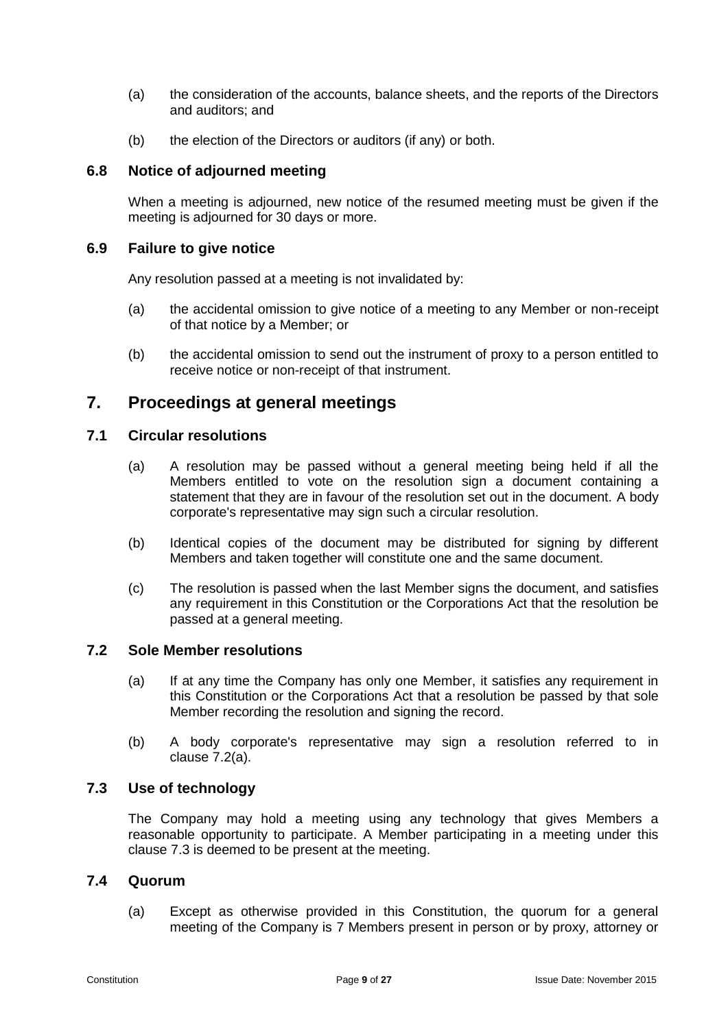(a) the consideration of the accounts, balance sheets, and the reports of the Directors and auditors; and

(b) the election of the Directors or auditors (if any) or both.

### 6.8 Notice of adjourned meeting

When a meeting is adjourned, new notice of the resumed meeting must be given if the meeting is adjourned for 30 days or more.

### 6.9 Failure to give notice

Any resolution passed at a meeting is not invalidated by:

(a) the accidental omission to give notice of a meeting to any Member or non-receipt of that notice by a Member; or

(b) the accidental omission to send out the instrument of proxy to a person entitled to receive notice or non-receipt of that instrument.

## 7. Proceedings at general meetings

### 7.1 Circular resolutions

(a) A resolution may be passed without a general meeting being held if all the Members entitled to vote on the resolution sign a document containing a statement that they are in favour of the resolution set out in the document. A body corporate's representative may sign such a circular resolution.

(b) Identical copies of the document may be distributed for signing by different Members and taken together will constitute one and the same document.

(c) The resolution is passed when the last Member signs the document, and satisfies any requirement in this Constitution or the Corporations Act that the resolution be passed at a general meeting.

### 7.2 Sole Member resolutions

(a) If at any time the Company has only one Member, it satisfies any requirement in this Constitution or the Corporations Act that a resolution be passed by that sole Member recording the resolution and signing the record.

(b) A body corporate's representative may sign a resolution referred to in clause 7.2(a).

### 7.3 Use of technology

The Company may hold a meeting using any technology that gives Members a reasonable opportunity to participate. A Member participating in a meeting under this clause 7.3 is deemed to be present at the meeting.

### 7.4 Quorum

(a) Except as otherwise provided in this Constitution, the quorum for a general meeting of the Company is 7 Members present in person or by proxy, attorney or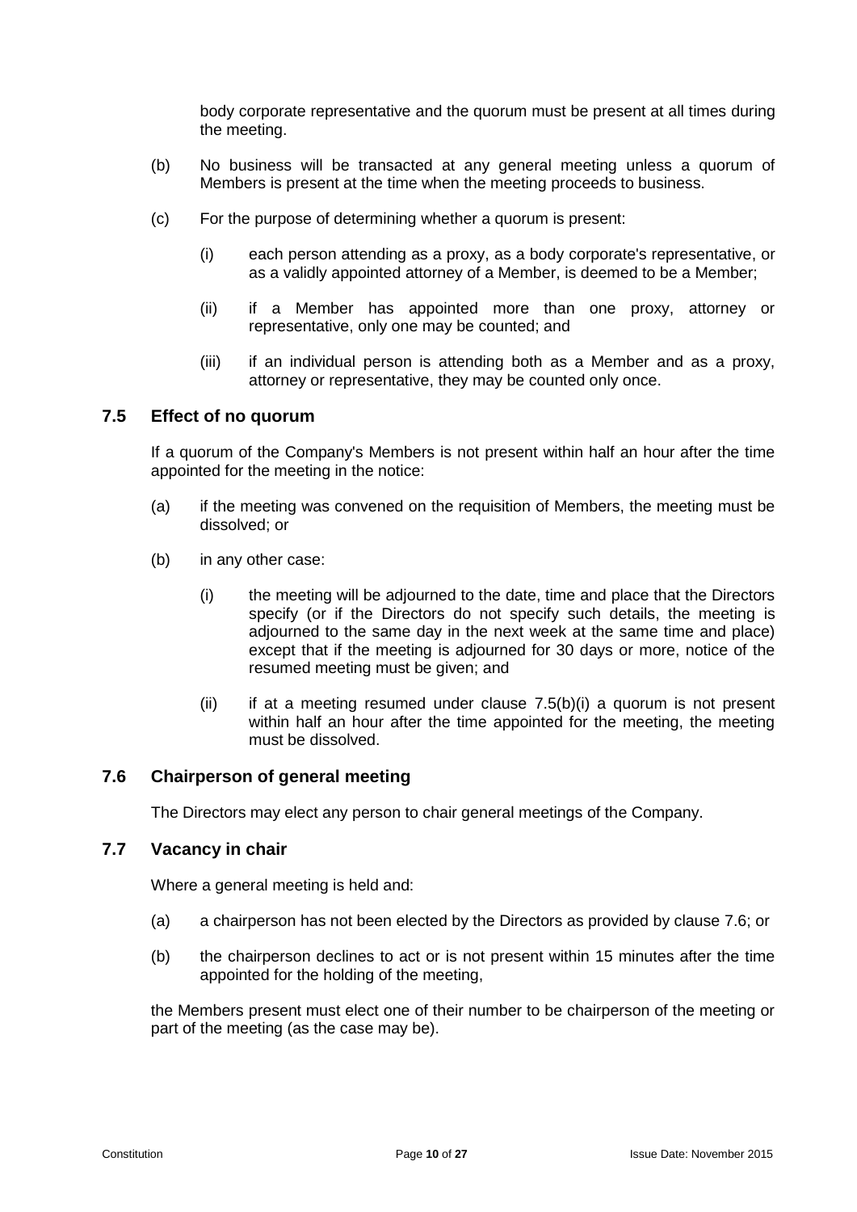body corporate representative and the quorum must be present at all times during the meeting.

(b) No business will be transacted at any general meeting unless a quorum of Members is present at the time when the meeting proceeds to business.

(c) For the purpose of determining whether a quorum is present:

   (i) each person attending as a proxy, as a body corporate's representative, or as a validly appointed attorney of a Member, is deemed to be a Member;

   (ii) if a Member has appointed more than one proxy, attorney or representative, only one may be counted; and

   (iii) if an individual person is attending both as a Member and as a proxy, attorney or representative, they may be counted only once.

## 7.5 Effect of no quorum

If a quorum of the Company's Members is not present within half an hour after the time appointed for the meeting in the notice:

(a) if the meeting was convened on the requisition of Members, the meeting must be dissolved; or

(b) in any other case:

   (i) the meeting will be adjourned to the date, time and place that the Directors specify (or if the Directors do not specify such details, the meeting is adjourned to the same day in the next week at the same time and place) except that if the meeting is adjourned for 30 days or more, notice of the resumed meeting must be given; and

   (ii) if at a meeting resumed under clause 7.5(b)(i) a quorum is not present within half an hour after the time appointed for the meeting, the meeting must be dissolved.

## 7.6 Chairperson of general meeting

The Directors may elect any person to chair general meetings of the Company.

## 7.7 Vacancy in chair

Where a general meeting is held and:

(a) a chairperson has not been elected by the Directors as provided by clause 7.6; or

(b) the chairperson declines to act or is not present within 15 minutes after the time appointed for the holding of the meeting,

the Members present must elect one of their number to be chairperson of the meeting or part of the meeting (as the case may be).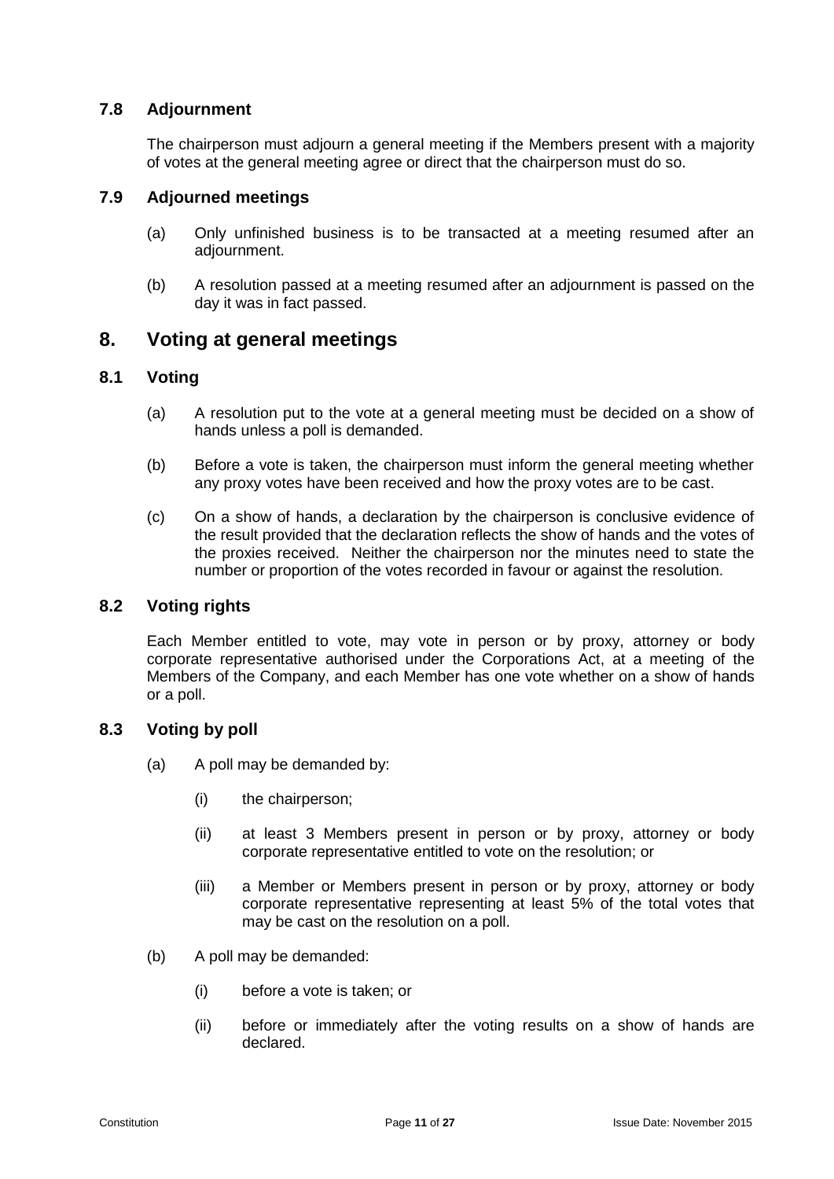### 7.8 Adjournment

The chairperson must adjourn a general meeting if the Members present with a majority of votes at the general meeting agree or direct that the chairperson must do so.

### 7.9 Adjourned meetings

(a) Only unfinished business is to be transacted at a meeting resumed after an adjournment.

(b) A resolution passed at a meeting resumed after an adjournment is passed on the day it was in fact passed.

## 8. Voting at general meetings

### 8.1 Voting

(a) A resolution put to the vote at a general meeting must be decided on a show of hands unless a poll is demanded.

(b) Before a vote is taken, the chairperson must inform the general meeting whether any proxy votes have been received and how the proxy votes are to be cast.

(c) On a show of hands, a declaration by the chairperson is conclusive evidence of the result provided that the declaration reflects the show of hands and the votes of the proxies received. Neither the chairperson nor the minutes need to state the number or proportion of the votes recorded in favour or against the resolution.

### 8.2 Voting rights

Each Member entitled to vote, may vote in person or by proxy, attorney or body corporate representative authorised under the Corporations Act, at a meeting of the Members of the Company, and each Member has one vote whether on a show of hands or a poll.

### 8.3 Voting by poll

(a) A poll may be demanded by:

   (i) the chairperson;

   (ii) at least 3 Members present in person or by proxy, attorney or body corporate representative entitled to vote on the resolution; or

   (iii) a Member or Members present in person or by proxy, attorney or body corporate representative representing at least 5% of the total votes that may be cast on the resolution on a poll.

(b) A poll may be demanded:

   (i) before a vote is taken; or

   (ii) before or immediately after the voting results on a show of hands are declared.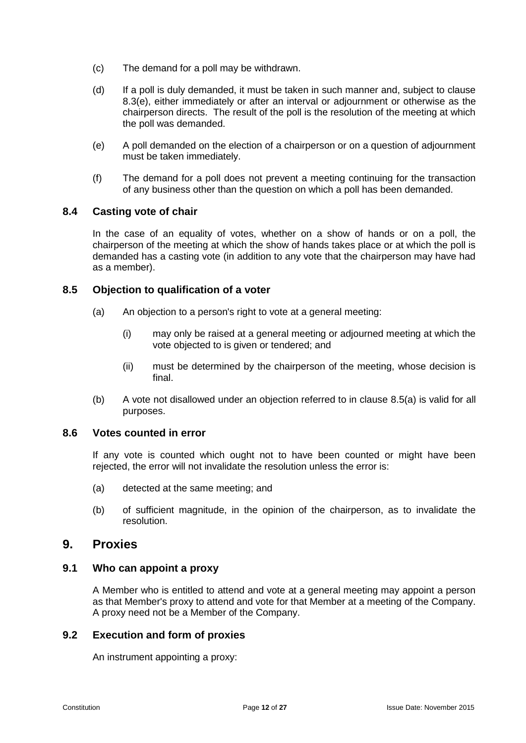(c) The demand for a poll may be withdrawn.

(d) If a poll is duly demanded, it must be taken in such manner and, subject to clause 8.3(e), either immediately or after an interval or adjournment or otherwise as the chairperson directs. The result of the poll is the resolution of the meeting at which the poll was demanded.

(e) A poll demanded on the election of a chairperson or on a question of adjournment must be taken immediately.

(f) The demand for a poll does not prevent a meeting continuing for the transaction of any business other than the question on which a poll has been demanded.

### 8.4 Casting vote of chair

In the case of an equality of votes, whether on a show of hands or on a poll, the chairperson of the meeting at which the show of hands takes place or at which the poll is demanded has a casting vote (in addition to any vote that the chairperson may have had as a member).

### 8.5 Objection to qualification of a voter

(a) An objection to a person's right to vote at a general meeting:

  (i) may only be raised at a general meeting or adjourned meeting at which the vote objected to is given or tendered; and

  (ii) must be determined by the chairperson of the meeting, whose decision is final.

(b) A vote not disallowed under an objection referred to in clause 8.5(a) is valid for all purposes.

### 8.6 Votes counted in error

If any vote is counted which ought not to have been counted or might have been rejected, the error will not invalidate the resolution unless the error is:

(a) detected at the same meeting; and

(b) of sufficient magnitude, in the opinion of the chairperson, as to invalidate the resolution.

## 9. Proxies

### 9.1 Who can appoint a proxy

A Member who is entitled to attend and vote at a general meeting may appoint a person as that Member's proxy to attend and vote for that Member at a meeting of the Company. A proxy need not be a Member of the Company.

### 9.2 Execution and form of proxies

An instrument appointing a proxy: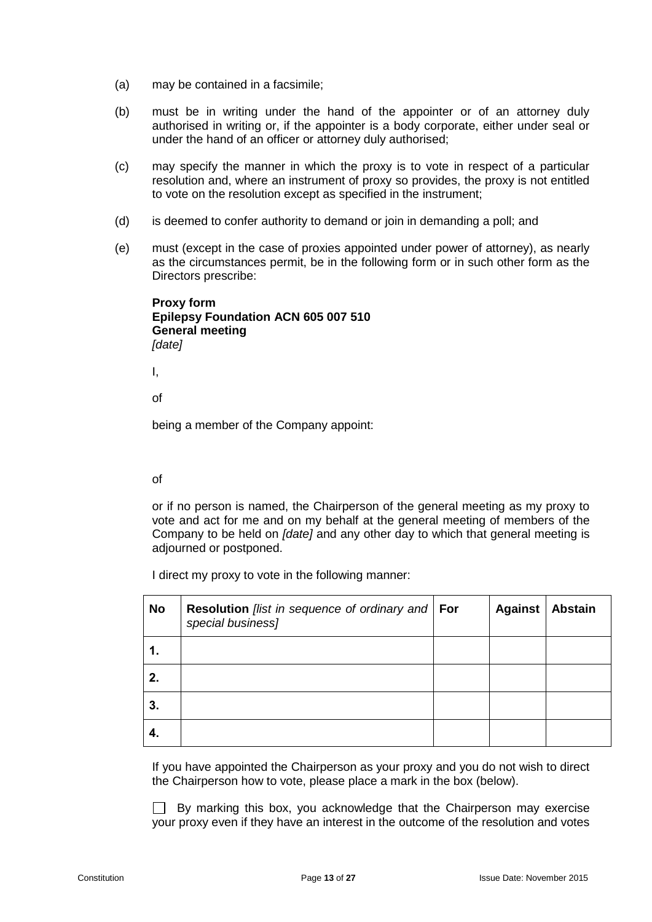(a) may be contained in a facsimile;

(b) must be in writing under the hand of the appointer or of an attorney duly authorised in writing or, if the appointer is a body corporate, either under seal or under the hand of an officer or attorney duly authorised;

(c) may specify the manner in which the proxy is to vote in respect of a particular resolution and, where an instrument of proxy so provides, the proxy is not entitled to vote on the resolution except as specified in the instrument;

(d) is deemed to confer authority to demand or join in demanding a poll; and

(e) must (except in the case of proxies appointed under power of attorney), as nearly as the circumstances permit, be in the following form or in such other form as the Directors prescribe:

**Proxy form**
**Epilepsy Foundation ACN 605 007 510**
**General meeting**
*[date]*

I,

of

being a member of the Company appoint:

of

or if no person is named, the Chairperson of the general meeting as my proxy to vote and act for me and on my behalf at the general meeting of members of the Company to be held on *[date]* and any other day to which that general meeting is adjourned or postponed.

I direct my proxy to vote in the following manner:

| No | **Resolution** *[list in sequence of ordinary and special business]* | For | Against | Abstain |
|---|---|---|---|---|
| 1. | | | | |
| 2. | | | | |
| 3. | | | | |
| 4. | | | | |

If you have appointed the Chairperson as your proxy and you do not wish to direct the Chairperson how to vote, please place a mark in the box (below).

☐ By marking this box, you acknowledge that the Chairperson may exercise your proxy even if they have an interest in the outcome of the resolution and votes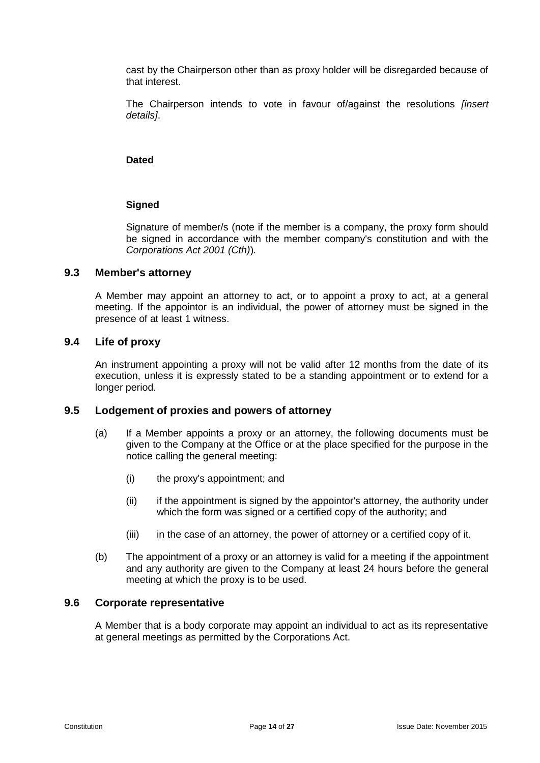cast by the Chairperson other than as proxy holder will be disregarded because of that interest.

The Chairperson intends to vote in favour of/against the resolutions *[insert details]*.

**Dated**

**Signed**

Signature of member/s (note if the member is a company, the proxy form should be signed in accordance with the member company's constitution and with the *Corporations Act 2001 (Cth)*).

## 9.3 Member's attorney

A Member may appoint an attorney to act, or to appoint a proxy to act, at a general meeting. If the appointor is an individual, the power of attorney must be signed in the presence of at least 1 witness.

## 9.4 Life of proxy

An instrument appointing a proxy will not be valid after 12 months from the date of its execution, unless it is expressly stated to be a standing appointment or to extend for a longer period.

## 9.5 Lodgement of proxies and powers of attorney

(a) If a Member appoints a proxy or an attorney, the following documents must be given to the Company at the Office or at the place specified for the purpose in the notice calling the general meeting:

   (i) the proxy's appointment; and

   (ii) if the appointment is signed by the appointor's attorney, the authority under which the form was signed or a certified copy of the authority; and

   (iii) in the case of an attorney, the power of attorney or a certified copy of it.

(b) The appointment of a proxy or an attorney is valid for a meeting if the appointment and any authority are given to the Company at least 24 hours before the general meeting at which the proxy is to be used.

## 9.6 Corporate representative

A Member that is a body corporate may appoint an individual to act as its representative at general meetings as permitted by the Corporations Act.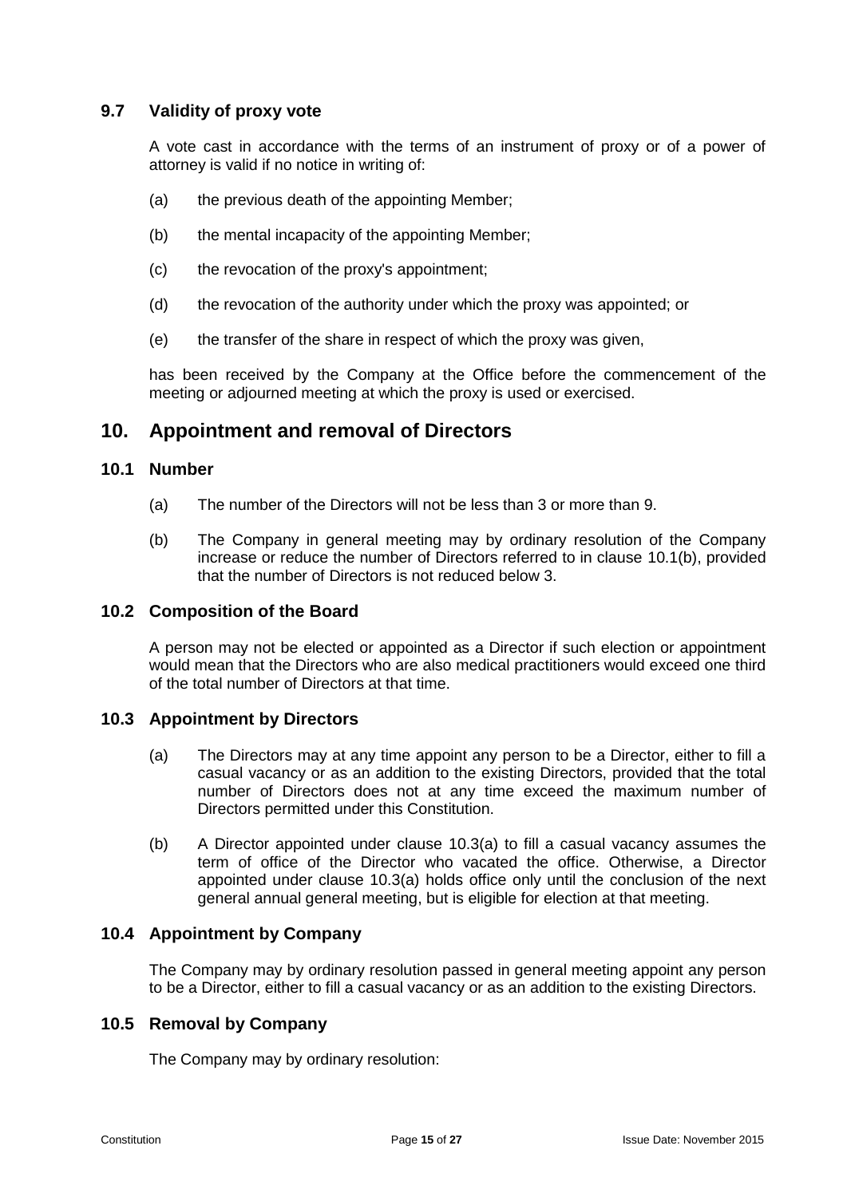### 9.7 Validity of proxy vote

A vote cast in accordance with the terms of an instrument of proxy or of a power of attorney is valid if no notice in writing of:

(a) the previous death of the appointing Member;

(b) the mental incapacity of the appointing Member;

(c) the revocation of the proxy's appointment;

(d) the revocation of the authority under which the proxy was appointed; or

(e) the transfer of the share in respect of which the proxy was given,

has been received by the Company at the Office before the commencement of the meeting or adjourned meeting at which the proxy is used or exercised.

## 10. Appointment and removal of Directors

### 10.1 Number

(a) The number of the Directors will not be less than 3 or more than 9.

(b) The Company in general meeting may by ordinary resolution of the Company increase or reduce the number of Directors referred to in clause 10.1(b), provided that the number of Directors is not reduced below 3.

### 10.2 Composition of the Board

A person may not be elected or appointed as a Director if such election or appointment would mean that the Directors who are also medical practitioners would exceed one third of the total number of Directors at that time.

### 10.3 Appointment by Directors

(a) The Directors may at any time appoint any person to be a Director, either to fill a casual vacancy or as an addition to the existing Directors, provided that the total number of Directors does not at any time exceed the maximum number of Directors permitted under this Constitution.

(b) A Director appointed under clause 10.3(a) to fill a casual vacancy assumes the term of office of the Director who vacated the office. Otherwise, a Director appointed under clause 10.3(a) holds office only until the conclusion of the next general annual general meeting, but is eligible for election at that meeting.

### 10.4 Appointment by Company

The Company may by ordinary resolution passed in general meeting appoint any person to be a Director, either to fill a casual vacancy or as an addition to the existing Directors.

### 10.5 Removal by Company

The Company may by ordinary resolution: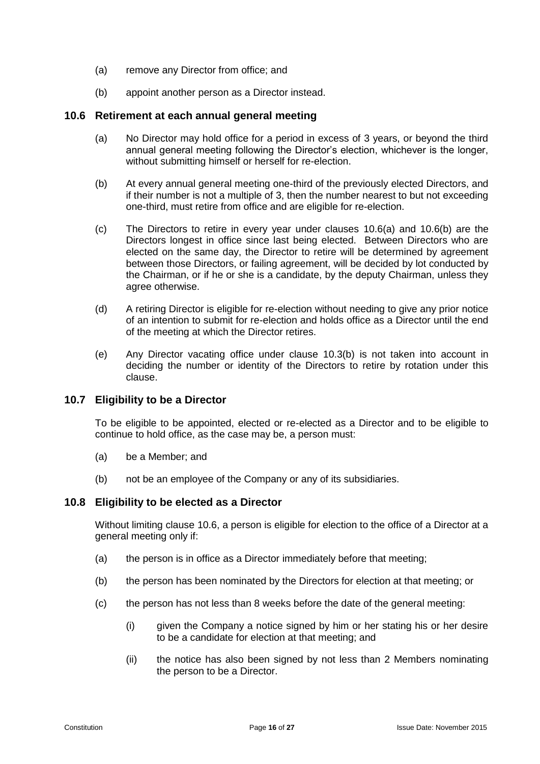(a) remove any Director from office; and

(b) appoint another person as a Director instead.

## 10.6 Retirement at each annual general meeting

(a) No Director may hold office for a period in excess of 3 years, or beyond the third annual general meeting following the Director's election, whichever is the longer, without submitting himself or herself for re-election.

(b) At every annual general meeting one-third of the previously elected Directors, and if their number is not a multiple of 3, then the number nearest to but not exceeding one-third, must retire from office and are eligible for re-election.

(c) The Directors to retire in every year under clauses 10.6(a) and 10.6(b) are the Directors longest in office since last being elected. Between Directors who are elected on the same day, the Director to retire will be determined by agreement between those Directors, or failing agreement, will be decided by lot conducted by the Chairman, or if he or she is a candidate, by the deputy Chairman, unless they agree otherwise.

(d) A retiring Director is eligible for re-election without needing to give any prior notice of an intention to submit for re-election and holds office as a Director until the end of the meeting at which the Director retires.

(e) Any Director vacating office under clause 10.3(b) is not taken into account in deciding the number or identity of the Directors to retire by rotation under this clause.

## 10.7 Eligibility to be a Director

To be eligible to be appointed, elected or re-elected as a Director and to be eligible to continue to hold office, as the case may be, a person must:

(a) be a Member; and

(b) not be an employee of the Company or any of its subsidiaries.

## 10.8 Eligibility to be elected as a Director

Without limiting clause 10.6, a person is eligible for election to the office of a Director at a general meeting only if:

(a) the person is in office as a Director immediately before that meeting;

(b) the person has been nominated by the Directors for election at that meeting; or

(c) the person has not less than 8 weeks before the date of the general meeting:

   (i) given the Company a notice signed by him or her stating his or her desire to be a candidate for election at that meeting; and

   (ii) the notice has also been signed by not less than 2 Members nominating the person to be a Director.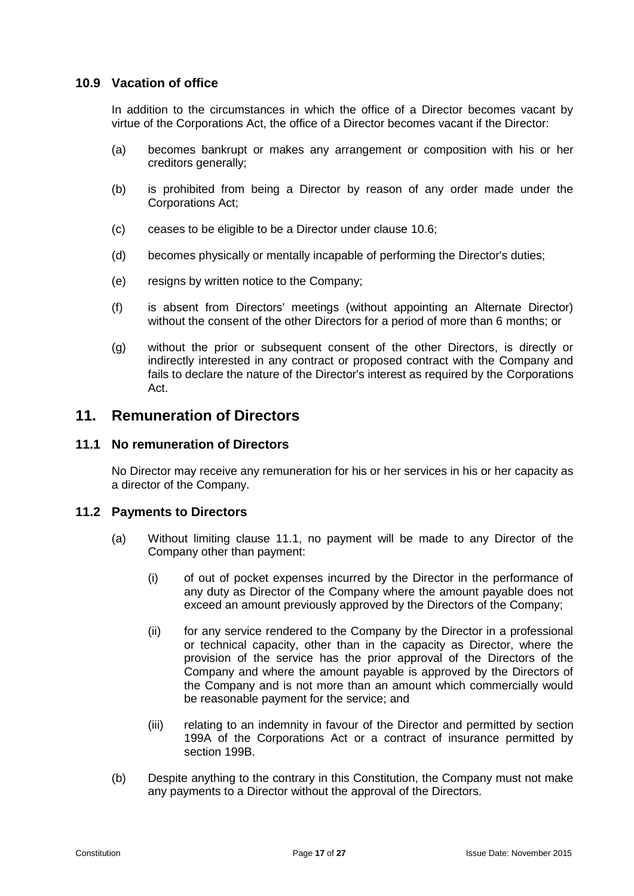### 10.9 Vacation of office

In addition to the circumstances in which the office of a Director becomes vacant by virtue of the Corporations Act, the office of a Director becomes vacant if the Director:

(a) becomes bankrupt or makes any arrangement or composition with his or her creditors generally;

(b) is prohibited from being a Director by reason of any order made under the Corporations Act;

(c) ceases to be eligible to be a Director under clause 10.6;

(d) becomes physically or mentally incapable of performing the Director's duties;

(e) resigns by written notice to the Company;

(f) is absent from Directors' meetings (without appointing an Alternate Director) without the consent of the other Directors for a period of more than 6 months; or

(g) without the prior or subsequent consent of the other Directors, is directly or indirectly interested in any contract or proposed contract with the Company and fails to declare the nature of the Director's interest as required by the Corporations Act.

## 11. Remuneration of Directors

### 11.1 No remuneration of Directors

No Director may receive any remuneration for his or her services in his or her capacity as a director of the Company.

### 11.2 Payments to Directors

(a) Without limiting clause 11.1, no payment will be made to any Director of the Company other than payment:

(i) of out of pocket expenses incurred by the Director in the performance of any duty as Director of the Company where the amount payable does not exceed an amount previously approved by the Directors of the Company;

(ii) for any service rendered to the Company by the Director in a professional or technical capacity, other than in the capacity as Director, where the provision of the service has the prior approval of the Directors of the Company and where the amount payable is approved by the Directors of the Company and is not more than an amount which commercially would be reasonable payment for the service; and

(iii) relating to an indemnity in favour of the Director and permitted by section 199A of the Corporations Act or a contract of insurance permitted by section 199B.

(b) Despite anything to the contrary in this Constitution, the Company must not make any payments to a Director without the approval of the Directors.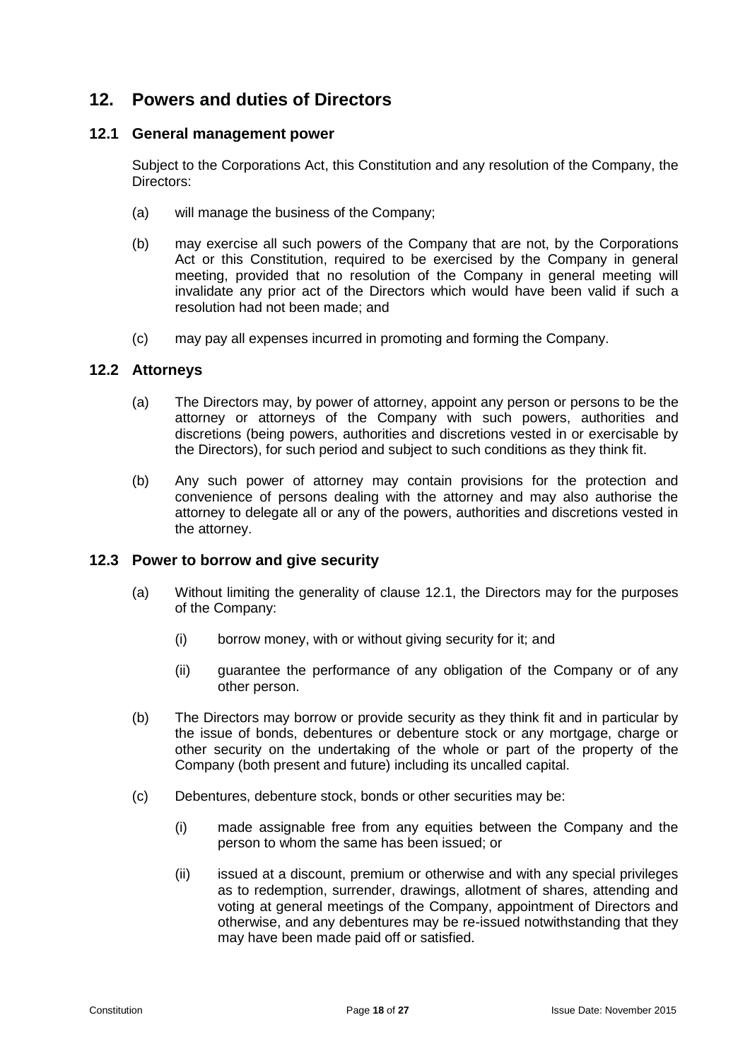## 12. Powers and duties of Directors

### 12.1 General management power

Subject to the Corporations Act, this Constitution and any resolution of the Company, the Directors:

(a) will manage the business of the Company;

(b) may exercise all such powers of the Company that are not, by the Corporations Act or this Constitution, required to be exercised by the Company in general meeting, provided that no resolution of the Company in general meeting will invalidate any prior act of the Directors which would have been valid if such a resolution had not been made; and

(c) may pay all expenses incurred in promoting and forming the Company.

### 12.2 Attorneys

(a) The Directors may, by power of attorney, appoint any person or persons to be the attorney or attorneys of the Company with such powers, authorities and discretions (being powers, authorities and discretions vested in or exercisable by the Directors), for such period and subject to such conditions as they think fit.

(b) Any such power of attorney may contain provisions for the protection and convenience of persons dealing with the attorney and may also authorise the attorney to delegate all or any of the powers, authorities and discretions vested in the attorney.

### 12.3 Power to borrow and give security

(a) Without limiting the generality of clause 12.1, the Directors may for the purposes of the Company:

(i) borrow money, with or without giving security for it; and

(ii) guarantee the performance of any obligation of the Company or of any other person.

(b) The Directors may borrow or provide security as they think fit and in particular by the issue of bonds, debentures or debenture stock or any mortgage, charge or other security on the undertaking of the whole or part of the property of the Company (both present and future) including its uncalled capital.

(c) Debentures, debenture stock, bonds or other securities may be:

(i) made assignable free from any equities between the Company and the person to whom the same has been issued; or

(ii) issued at a discount, premium or otherwise and with any special privileges as to redemption, surrender, drawings, allotment of shares, attending and voting at general meetings of the Company, appointment of Directors and otherwise, and any debentures may be re-issued notwithstanding that they may have been made paid off or satisfied.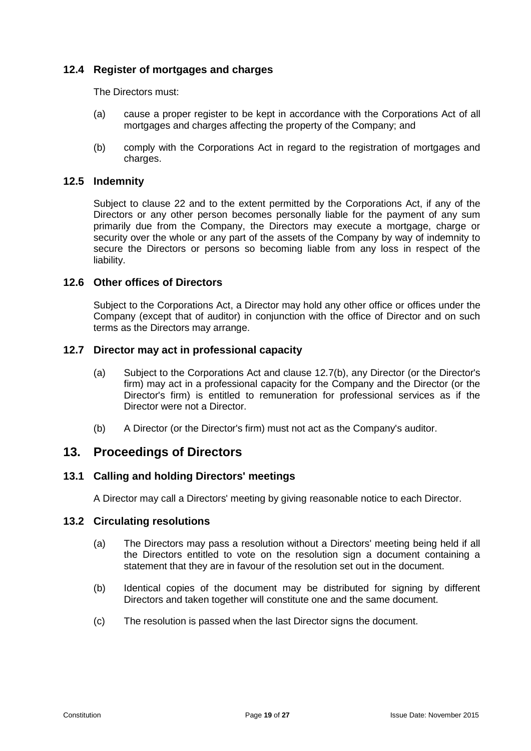### 12.4 Register of mortgages and charges

The Directors must:

(a) cause a proper register to be kept in accordance with the Corporations Act of all mortgages and charges affecting the property of the Company; and

(b) comply with the Corporations Act in regard to the registration of mortgages and charges.

### 12.5 Indemnity

Subject to clause 22 and to the extent permitted by the Corporations Act, if any of the Directors or any other person becomes personally liable for the payment of any sum primarily due from the Company, the Directors may execute a mortgage, charge or security over the whole or any part of the assets of the Company by way of indemnity to secure the Directors or persons so becoming liable from any loss in respect of the liability.

### 12.6 Other offices of Directors

Subject to the Corporations Act, a Director may hold any other office or offices under the Company (except that of auditor) in conjunction with the office of Director and on such terms as the Directors may arrange.

### 12.7 Director may act in professional capacity

(a) Subject to the Corporations Act and clause 12.7(b), any Director (or the Director's firm) may act in a professional capacity for the Company and the Director (or the Director's firm) is entitled to remuneration for professional services as if the Director were not a Director.

(b) A Director (or the Director's firm) must not act as the Company's auditor.

## 13. Proceedings of Directors

### 13.1 Calling and holding Directors' meetings

A Director may call a Directors' meeting by giving reasonable notice to each Director.

### 13.2 Circulating resolutions

(a) The Directors may pass a resolution without a Directors' meeting being held if all the Directors entitled to vote on the resolution sign a document containing a statement that they are in favour of the resolution set out in the document.

(b) Identical copies of the document may be distributed for signing by different Directors and taken together will constitute one and the same document.

(c) The resolution is passed when the last Director signs the document.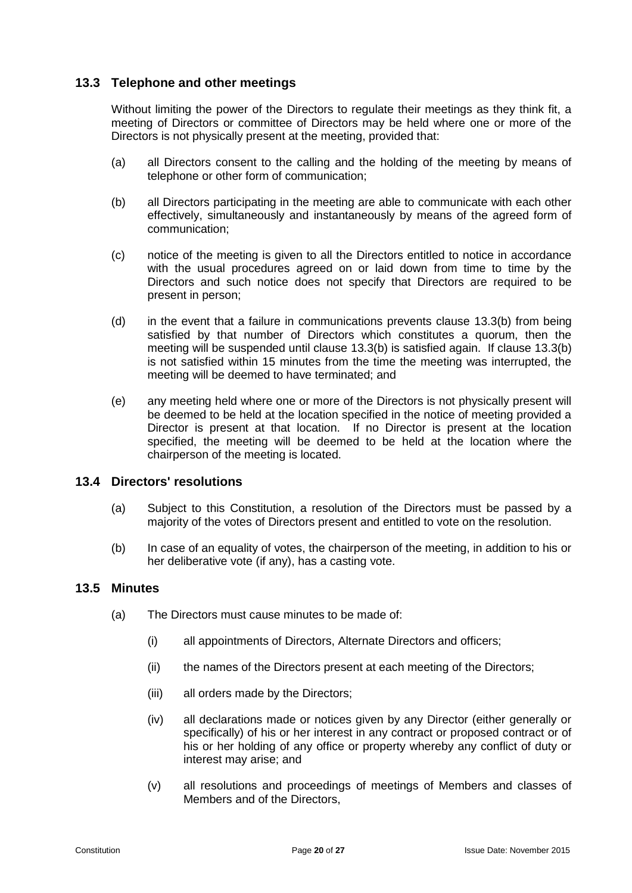## 13.3 Telephone and other meetings

Without limiting the power of the Directors to regulate their meetings as they think fit, a meeting of Directors or committee of Directors may be held where one or more of the Directors is not physically present at the meeting, provided that:

(a) all Directors consent to the calling and the holding of the meeting by means of telephone or other form of communication;

(b) all Directors participating in the meeting are able to communicate with each other effectively, simultaneously and instantaneously by means of the agreed form of communication;

(c) notice of the meeting is given to all the Directors entitled to notice in accordance with the usual procedures agreed on or laid down from time to time by the Directors and such notice does not specify that Directors are required to be present in person;

(d) in the event that a failure in communications prevents clause 13.3(b) from being satisfied by that number of Directors which constitutes a quorum, then the meeting will be suspended until clause 13.3(b) is satisfied again. If clause 13.3(b) is not satisfied within 15 minutes from the time the meeting was interrupted, the meeting will be deemed to have terminated; and

(e) any meeting held where one or more of the Directors is not physically present will be deemed to be held at the location specified in the notice of meeting provided a Director is present at that location. If no Director is present at the location specified, the meeting will be deemed to be held at the location where the chairperson of the meeting is located.

## 13.4 Directors' resolutions

(a) Subject to this Constitution, a resolution of the Directors must be passed by a majority of the votes of Directors present and entitled to vote on the resolution.

(b) In case of an equality of votes, the chairperson of the meeting, in addition to his or her deliberative vote (if any), has a casting vote.

## 13.5 Minutes

(a) The Directors must cause minutes to be made of:

  (i) all appointments of Directors, Alternate Directors and officers;

  (ii) the names of the Directors present at each meeting of the Directors;

  (iii) all orders made by the Directors;

  (iv) all declarations made or notices given by any Director (either generally or specifically) of his or her interest in any contract or proposed contract or of his or her holding of any office or property whereby any conflict of duty or interest may arise; and

  (v) all resolutions and proceedings of meetings of Members and classes of Members and of the Directors,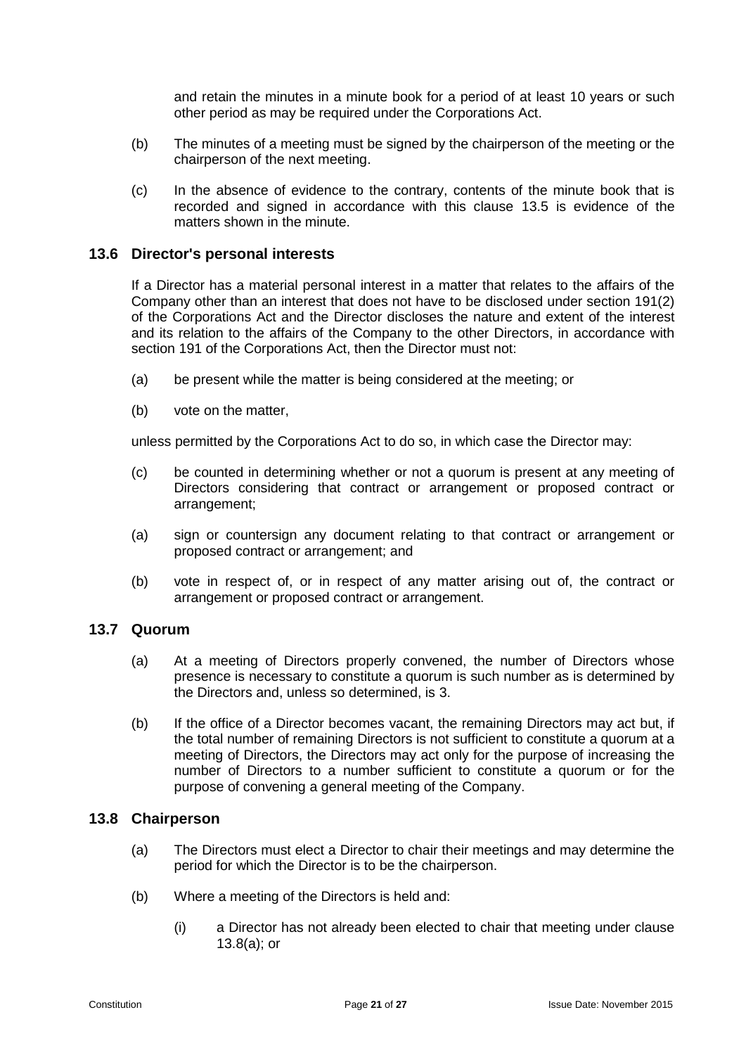and retain the minutes in a minute book for a period of at least 10 years or such other period as may be required under the Corporations Act.

(b) The minutes of a meeting must be signed by the chairperson of the meeting or the chairperson of the next meeting.

(c) In the absence of evidence to the contrary, contents of the minute book that is recorded and signed in accordance with this clause 13.5 is evidence of the matters shown in the minute.

### 13.6 Director's personal interests

If a Director has a material personal interest in a matter that relates to the affairs of the Company other than an interest that does not have to be disclosed under section 191(2) of the Corporations Act and the Director discloses the nature and extent of the interest and its relation to the affairs of the Company to the other Directors, in accordance with section 191 of the Corporations Act, then the Director must not:

(a) be present while the matter is being considered at the meeting; or

(b) vote on the matter,

unless permitted by the Corporations Act to do so, in which case the Director may:

(c) be counted in determining whether or not a quorum is present at any meeting of Directors considering that contract or arrangement or proposed contract or arrangement;

(a) sign or countersign any document relating to that contract or arrangement or proposed contract or arrangement; and

(b) vote in respect of, or in respect of any matter arising out of, the contract or arrangement or proposed contract or arrangement.

### 13.7 Quorum

(a) At a meeting of Directors properly convened, the number of Directors whose presence is necessary to constitute a quorum is such number as is determined by the Directors and, unless so determined, is 3.

(b) If the office of a Director becomes vacant, the remaining Directors may act but, if the total number of remaining Directors is not sufficient to constitute a quorum at a meeting of Directors, the Directors may act only for the purpose of increasing the number of Directors to a number sufficient to constitute a quorum or for the purpose of convening a general meeting of the Company.

### 13.8 Chairperson

(a) The Directors must elect a Director to chair their meetings and may determine the period for which the Director is to be the chairperson.

(b) Where a meeting of the Directors is held and:

(i) a Director has not already been elected to chair that meeting under clause 13.8(a); or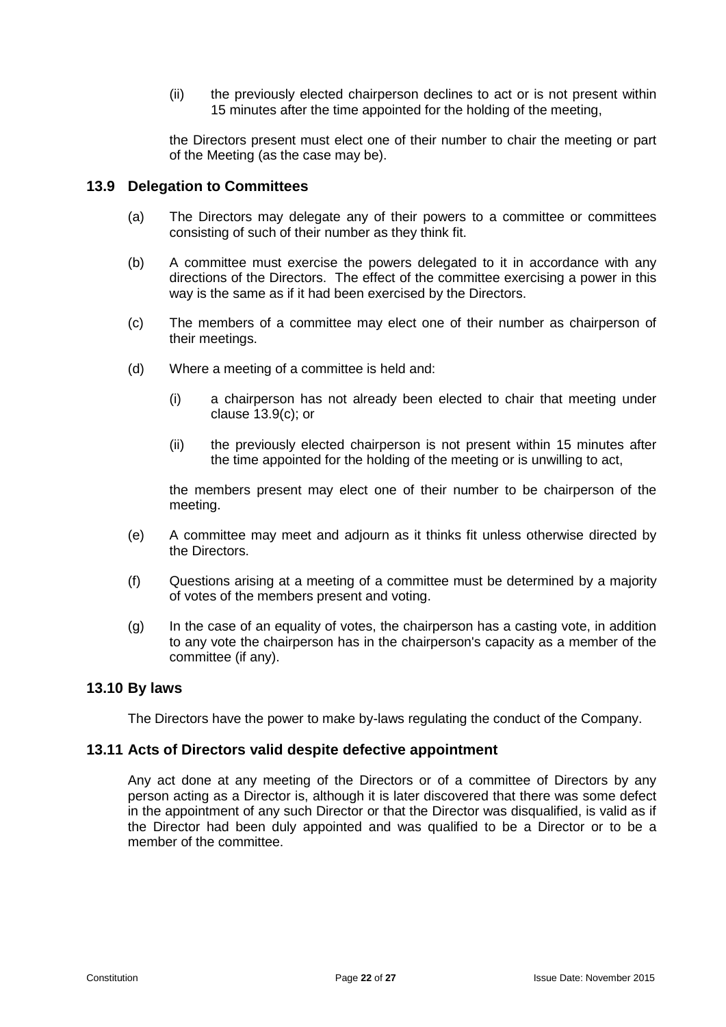(ii) the previously elected chairperson declines to act or is not present within 15 minutes after the time appointed for the holding of the meeting,

the Directors present must elect one of their number to chair the meeting or part of the Meeting (as the case may be).

### 13.9 Delegation to Committees

(a) The Directors may delegate any of their powers to a committee or committees consisting of such of their number as they think fit.

(b) A committee must exercise the powers delegated to it in accordance with any directions of the Directors. The effect of the committee exercising a power in this way is the same as if it had been exercised by the Directors.

(c) The members of a committee may elect one of their number as chairperson of their meetings.

(d) Where a meeting of a committee is held and:

(i) a chairperson has not already been elected to chair that meeting under clause 13.9(c); or

(ii) the previously elected chairperson is not present within 15 minutes after the time appointed for the holding of the meeting or is unwilling to act,

the members present may elect one of their number to be chairperson of the meeting.

(e) A committee may meet and adjourn as it thinks fit unless otherwise directed by the Directors.

(f) Questions arising at a meeting of a committee must be determined by a majority of votes of the members present and voting.

(g) In the case of an equality of votes, the chairperson has a casting vote, in addition to any vote the chairperson has in the chairperson's capacity as a member of the committee (if any).

### 13.10 By laws

The Directors have the power to make by-laws regulating the conduct of the Company.

### 13.11 Acts of Directors valid despite defective appointment

Any act done at any meeting of the Directors or of a committee of Directors by any person acting as a Director is, although it is later discovered that there was some defect in the appointment of any such Director or that the Director was disqualified, is valid as if the Director had been duly appointed and was qualified to be a Director or to be a member of the committee.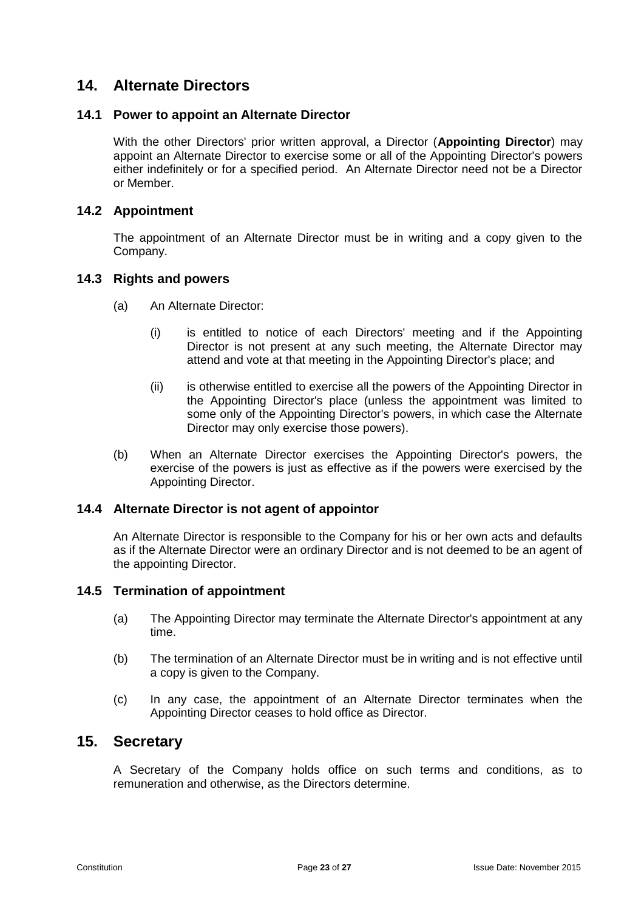## 14. Alternate Directors

### 14.1 Power to appoint an Alternate Director

With the other Directors' prior written approval, a Director (**Appointing Director**) may appoint an Alternate Director to exercise some or all of the Appointing Director's powers either indefinitely or for a specified period. An Alternate Director need not be a Director or Member.

### 14.2 Appointment

The appointment of an Alternate Director must be in writing and a copy given to the Company.

### 14.3 Rights and powers

(a) An Alternate Director:

(i) is entitled to notice of each Directors' meeting and if the Appointing Director is not present at any such meeting, the Alternate Director may attend and vote at that meeting in the Appointing Director's place; and

(ii) is otherwise entitled to exercise all the powers of the Appointing Director in the Appointing Director's place (unless the appointment was limited to some only of the Appointing Director's powers, in which case the Alternate Director may only exercise those powers).

(b) When an Alternate Director exercises the Appointing Director's powers, the exercise of the powers is just as effective as if the powers were exercised by the Appointing Director.

### 14.4 Alternate Director is not agent of appointor

An Alternate Director is responsible to the Company for his or her own acts and defaults as if the Alternate Director were an ordinary Director and is not deemed to be an agent of the appointing Director.

### 14.5 Termination of appointment

(a) The Appointing Director may terminate the Alternate Director's appointment at any time.

(b) The termination of an Alternate Director must be in writing and is not effective until a copy is given to the Company.

(c) In any case, the appointment of an Alternate Director terminates when the Appointing Director ceases to hold office as Director.

## 15. Secretary

A Secretary of the Company holds office on such terms and conditions, as to remuneration and otherwise, as the Directors determine.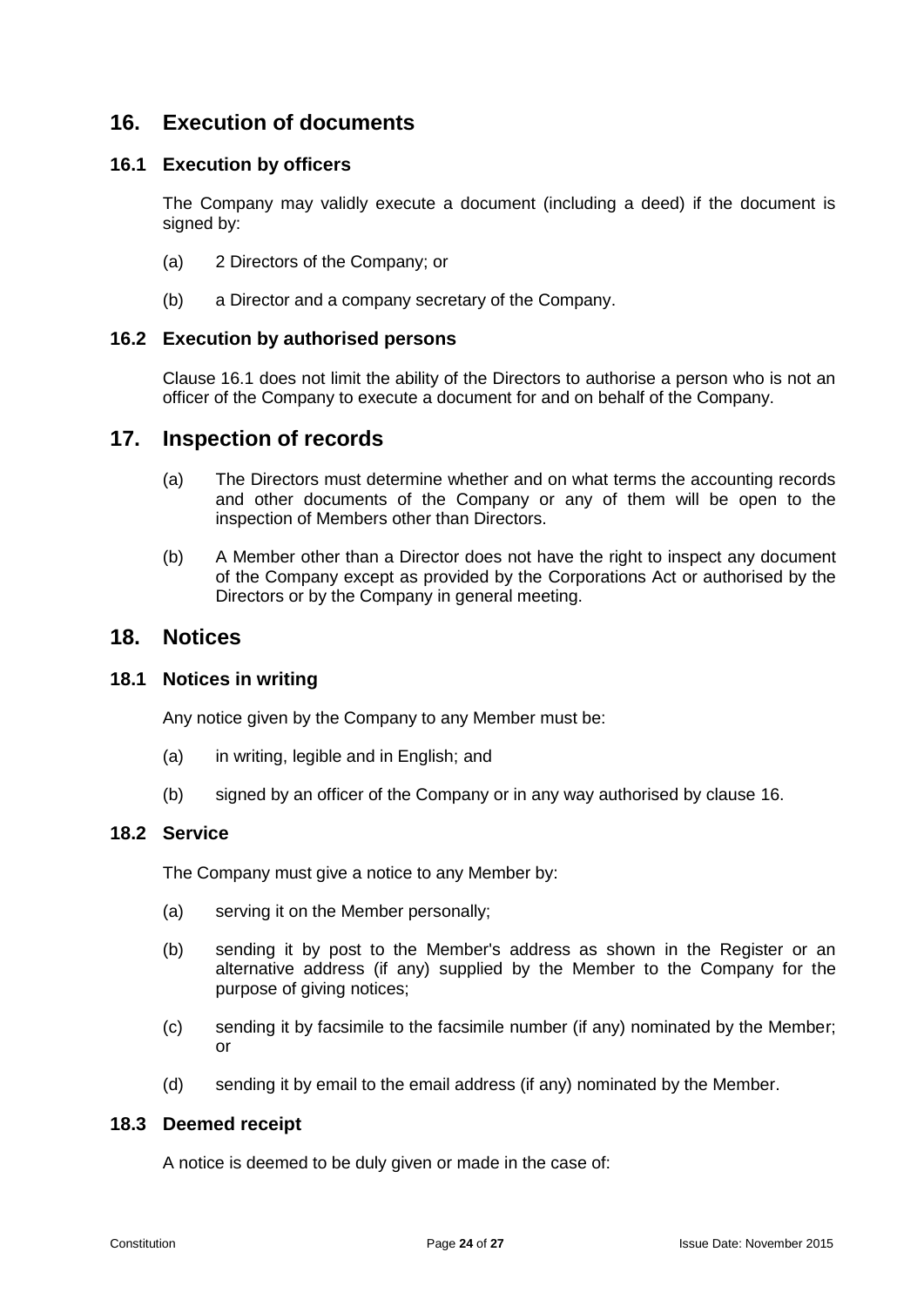## 16. Execution of documents

### 16.1 Execution by officers

The Company may validly execute a document (including a deed) if the document is signed by:

(a) 2 Directors of the Company; or

(b) a Director and a company secretary of the Company.

### 16.2 Execution by authorised persons

Clause 16.1 does not limit the ability of the Directors to authorise a person who is not an officer of the Company to execute a document for and on behalf of the Company.

## 17. Inspection of records

(a) The Directors must determine whether and on what terms the accounting records and other documents of the Company or any of them will be open to the inspection of Members other than Directors.

(b) A Member other than a Director does not have the right to inspect any document of the Company except as provided by the Corporations Act or authorised by the Directors or by the Company in general meeting.

## 18. Notices

### 18.1 Notices in writing

Any notice given by the Company to any Member must be:

(a) in writing, legible and in English; and

(b) signed by an officer of the Company or in any way authorised by clause 16.

### 18.2 Service

The Company must give a notice to any Member by:

(a) serving it on the Member personally;

(b) sending it by post to the Member's address as shown in the Register or an alternative address (if any) supplied by the Member to the Company for the purpose of giving notices;

(c) sending it by facsimile to the facsimile number (if any) nominated by the Member; or

(d) sending it by email to the email address (if any) nominated by the Member.

### 18.3 Deemed receipt

A notice is deemed to be duly given or made in the case of: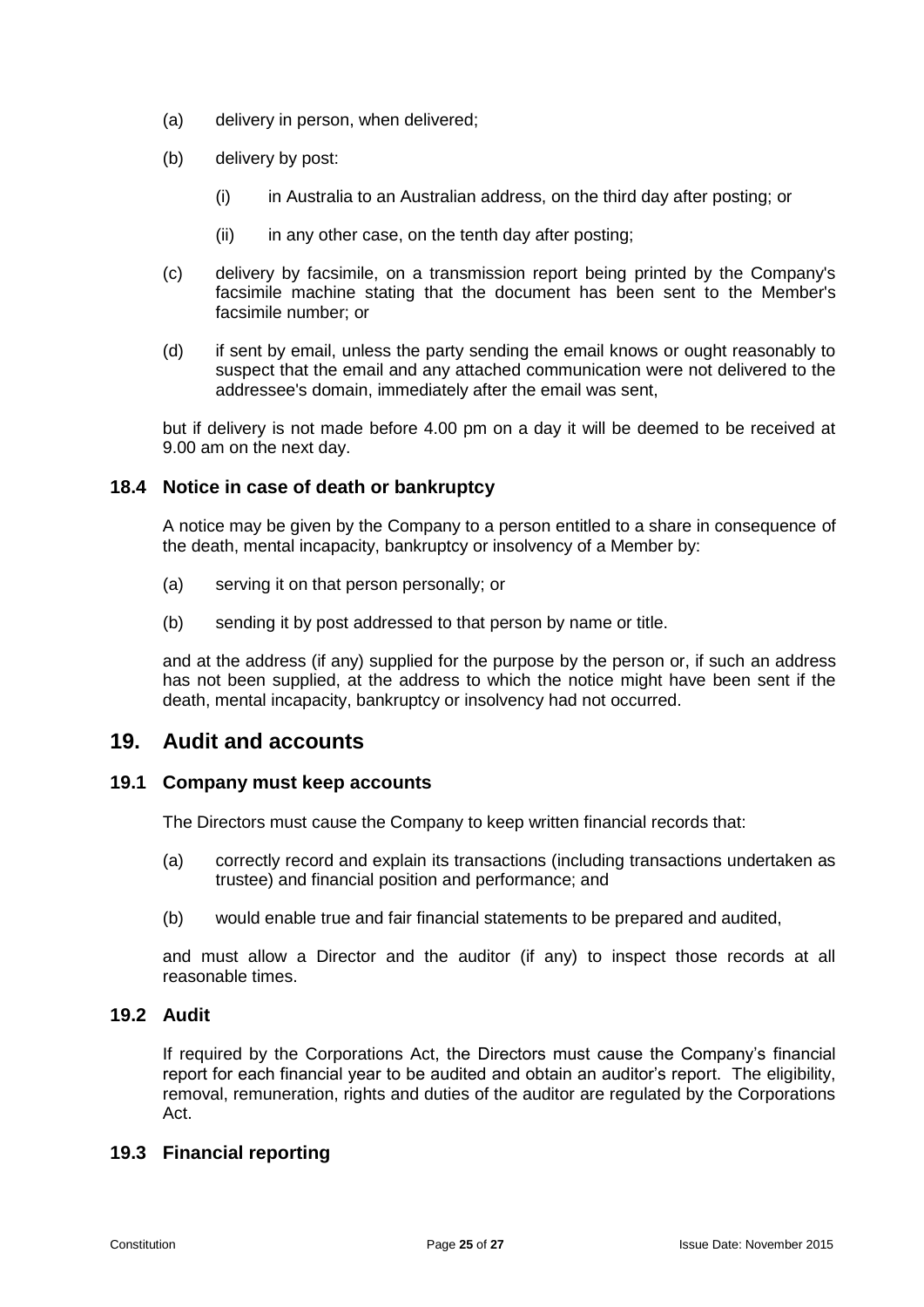(a) delivery in person, when delivered;

(b) delivery by post:

  (i) in Australia to an Australian address, on the third day after posting; or

  (ii) in any other case, on the tenth day after posting;

(c) delivery by facsimile, on a transmission report being printed by the Company's facsimile machine stating that the document has been sent to the Member's facsimile number; or

(d) if sent by email, unless the party sending the email knows or ought reasonably to suspect that the email and any attached communication were not delivered to the addressee's domain, immediately after the email was sent,

but if delivery is not made before 4.00 pm on a day it will be deemed to be received at 9.00 am on the next day.

### 18.4 Notice in case of death or bankruptcy

A notice may be given by the Company to a person entitled to a share in consequence of the death, mental incapacity, bankruptcy or insolvency of a Member by:

(a) serving it on that person personally; or

(b) sending it by post addressed to that person by name or title.

and at the address (if any) supplied for the purpose by the person or, if such an address has not been supplied, at the address to which the notice might have been sent if the death, mental incapacity, bankruptcy or insolvency had not occurred.

## 19. Audit and accounts

### 19.1 Company must keep accounts

The Directors must cause the Company to keep written financial records that:

(a) correctly record and explain its transactions (including transactions undertaken as trustee) and financial position and performance; and

(b) would enable true and fair financial statements to be prepared and audited,

and must allow a Director and the auditor (if any) to inspect those records at all reasonable times.

### 19.2 Audit

If required by the Corporations Act, the Directors must cause the Company's financial report for each financial year to be audited and obtain an auditor's report. The eligibility, removal, remuneration, rights and duties of the auditor are regulated by the Corporations Act.

### 19.3 Financial reporting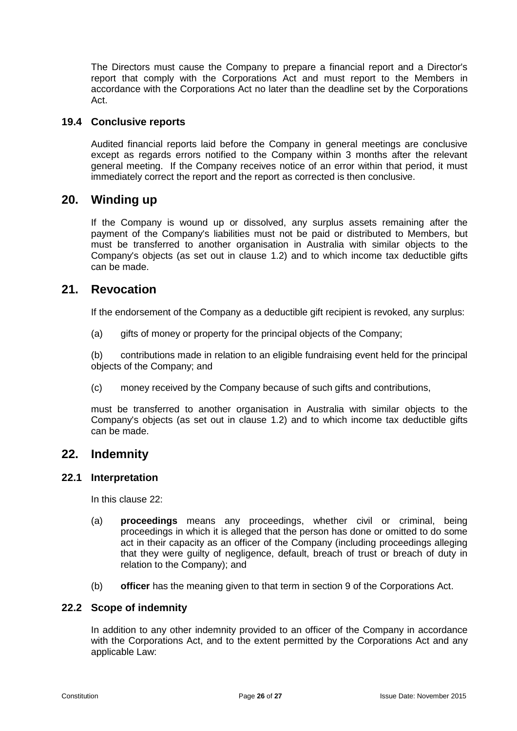The Directors must cause the Company to prepare a financial report and a Director's report that comply with the Corporations Act and must report to the Members in accordance with the Corporations Act no later than the deadline set by the Corporations Act.

### 19.4 Conclusive reports

Audited financial reports laid before the Company in general meetings are conclusive except as regards errors notified to the Company within 3 months after the relevant general meeting. If the Company receives notice of an error within that period, it must immediately correct the report and the report as corrected is then conclusive.

## 20. Winding up

If the Company is wound up or dissolved, any surplus assets remaining after the payment of the Company's liabilities must not be paid or distributed to Members, but must be transferred to another organisation in Australia with similar objects to the Company's objects (as set out in clause 1.2) and to which income tax deductible gifts can be made.

## 21. Revocation

If the endorsement of the Company as a deductible gift recipient is revoked, any surplus:

(a) gifts of money or property for the principal objects of the Company;

(b) contributions made in relation to an eligible fundraising event held for the principal objects of the Company; and

(c) money received by the Company because of such gifts and contributions,

must be transferred to another organisation in Australia with similar objects to the Company's objects (as set out in clause 1.2) and to which income tax deductible gifts can be made.

## 22. Indemnity

### 22.1 Interpretation

In this clause 22:

(a) **proceedings** means any proceedings, whether civil or criminal, being proceedings in which it is alleged that the person has done or omitted to do some act in their capacity as an officer of the Company (including proceedings alleging that they were guilty of negligence, default, breach of trust or breach of duty in relation to the Company); and

(b) **officer** has the meaning given to that term in section 9 of the Corporations Act.

### 22.2 Scope of indemnity

In addition to any other indemnity provided to an officer of the Company in accordance with the Corporations Act, and to the extent permitted by the Corporations Act and any applicable Law: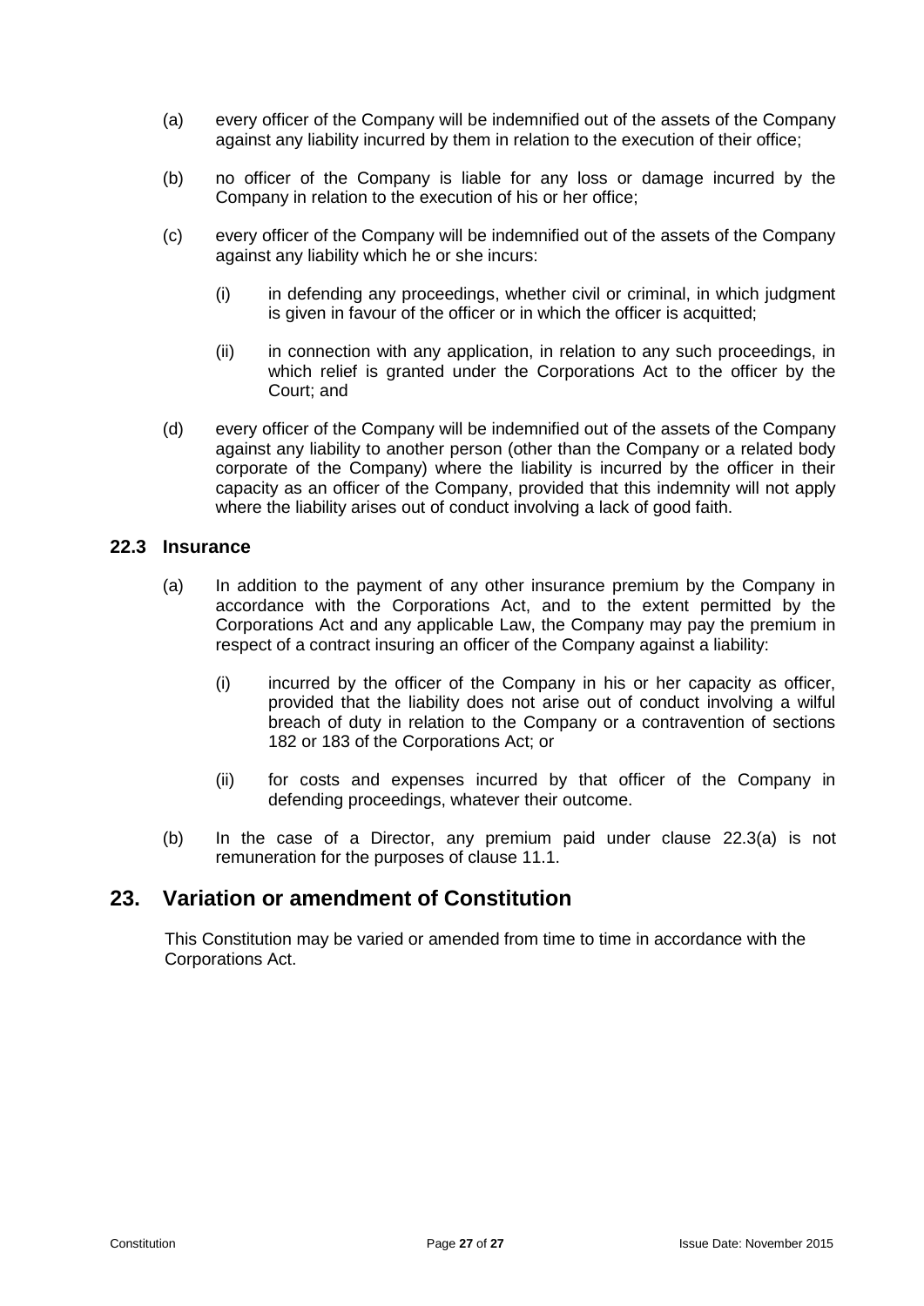(a) every officer of the Company will be indemnified out of the assets of the Company against any liability incurred by them in relation to the execution of their office;

(b) no officer of the Company is liable for any loss or damage incurred by the Company in relation to the execution of his or her office;

(c) every officer of the Company will be indemnified out of the assets of the Company against any liability which he or she incurs:

   (i) in defending any proceedings, whether civil or criminal, in which judgment is given in favour of the officer or in which the officer is acquitted;

   (ii) in connection with any application, in relation to any such proceedings, in which relief is granted under the Corporations Act to the officer by the Court; and

(d) every officer of the Company will be indemnified out of the assets of the Company against any liability to another person (other than the Company or a related body corporate of the Company) where the liability is incurred by the officer in their capacity as an officer of the Company, provided that this indemnity will not apply where the liability arises out of conduct involving a lack of good faith.

### 22.3 Insurance

(a) In addition to the payment of any other insurance premium by the Company in accordance with the Corporations Act, and to the extent permitted by the Corporations Act and any applicable Law, the Company may pay the premium in respect of a contract insuring an officer of the Company against a liability:

   (i) incurred by the officer of the Company in his or her capacity as officer, provided that the liability does not arise out of conduct involving a wilful breach of duty in relation to the Company or a contravention of sections 182 or 183 of the Corporations Act; or

   (ii) for costs and expenses incurred by that officer of the Company in defending proceedings, whatever their outcome.

(b) In the case of a Director, any premium paid under clause 22.3(a) is not remuneration for the purposes of clause 11.1.

## 23. Variation or amendment of Constitution

This Constitution may be varied or amended from time to time in accordance with the Corporations Act.